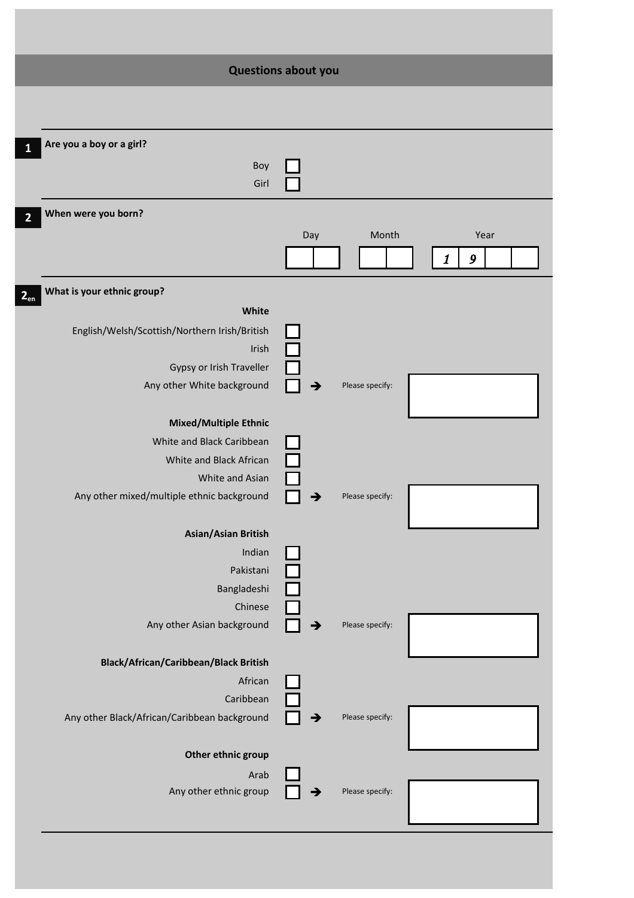## Questions about you

**1** **Are you a boy or a girl?**

- Boy ☐
- Girl ☐

**2** **When were you born?**

| Day | Month | Year |
|---|---|---|
| ☐☐ | ☐☐ | 1 9 ☐☐ |

**$2_{en}$** **What is your ethnic group?**

**White**

- English/Welsh/Scottish/Northern Irish/British ☐
- Irish ☐
- Gypsy or Irish Traveller ☐
- Any other White background ☐ ➔ Please specify: ______

**Mixed/Multiple Ethnic**

- White and Black Caribbean ☐
- White and Black African ☐
- White and Asian ☐
- Any other mixed/multiple ethnic background ☐ ➔ Please specify: ______

**Asian/Asian British**

- Indian ☐
- Pakistani ☐
- Bangladeshi ☐
- Chinese ☐
- Any other Asian background ☐ ➔ Please specify: ______

**Black/African/Caribbean/Black British**

- African ☐
- Caribbean ☐
- Any other Black/African/Caribbean background ☐ ➔ Please specify: ______

**Other ethnic group**

- Arab ☐
- Any other ethnic group ☐ ➔ Please specify: ______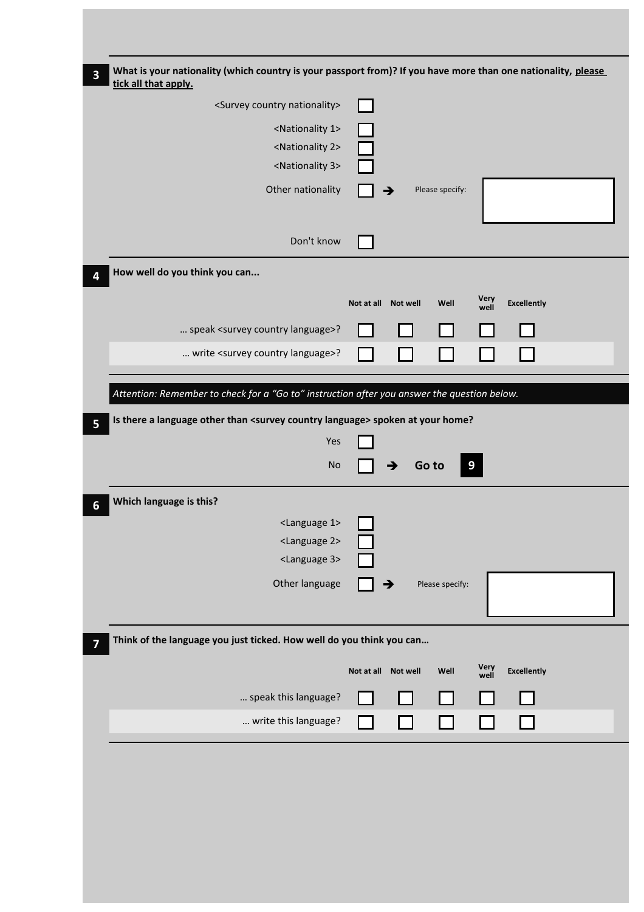**3** **What is your nationality (which country is your passport from)? If you have more than one nationality, please tick all that apply.**

- <Survey country nationality> ☐
- <Nationality 1> ☐
- <Nationality 2> ☐
- <Nationality 3> ☐
- Other nationality ☐ → Please specify: ____________
- Don't know ☐

**4** **How well do you think you can...**

| | Not at all | Not well | Well | Very well | Excellently |
|---|---|---|---|---|---|
| … speak <survey country language>? | ☐ | ☐ | ☐ | ☐ | ☐ |
| … write <survey country language>? | ☐ | ☐ | ☐ | ☐ | ☐ |

*Attention: Remember to check for a "Go to" instruction after you answer the question below.*

**5** **Is there a language other than <survey country language> spoken at your home?**

- Yes ☐
- No ☐ → **Go to 9**

**6** **Which language is this?**

- <Language 1> ☐
- <Language 2> ☐
- <Language 3> ☐
- Other language ☐ → Please specify: ____________

**7** **Think of the language you just ticked. How well do you think you can…**

| | Not at all | Not well | Well | Very well | Excellently |
|---|---|---|---|---|---|
| … speak this language? | ☐ | ☐ | ☐ | ☐ | ☐ |
| … write this language? | ☐ | ☐ | ☐ | ☐ | ☐ |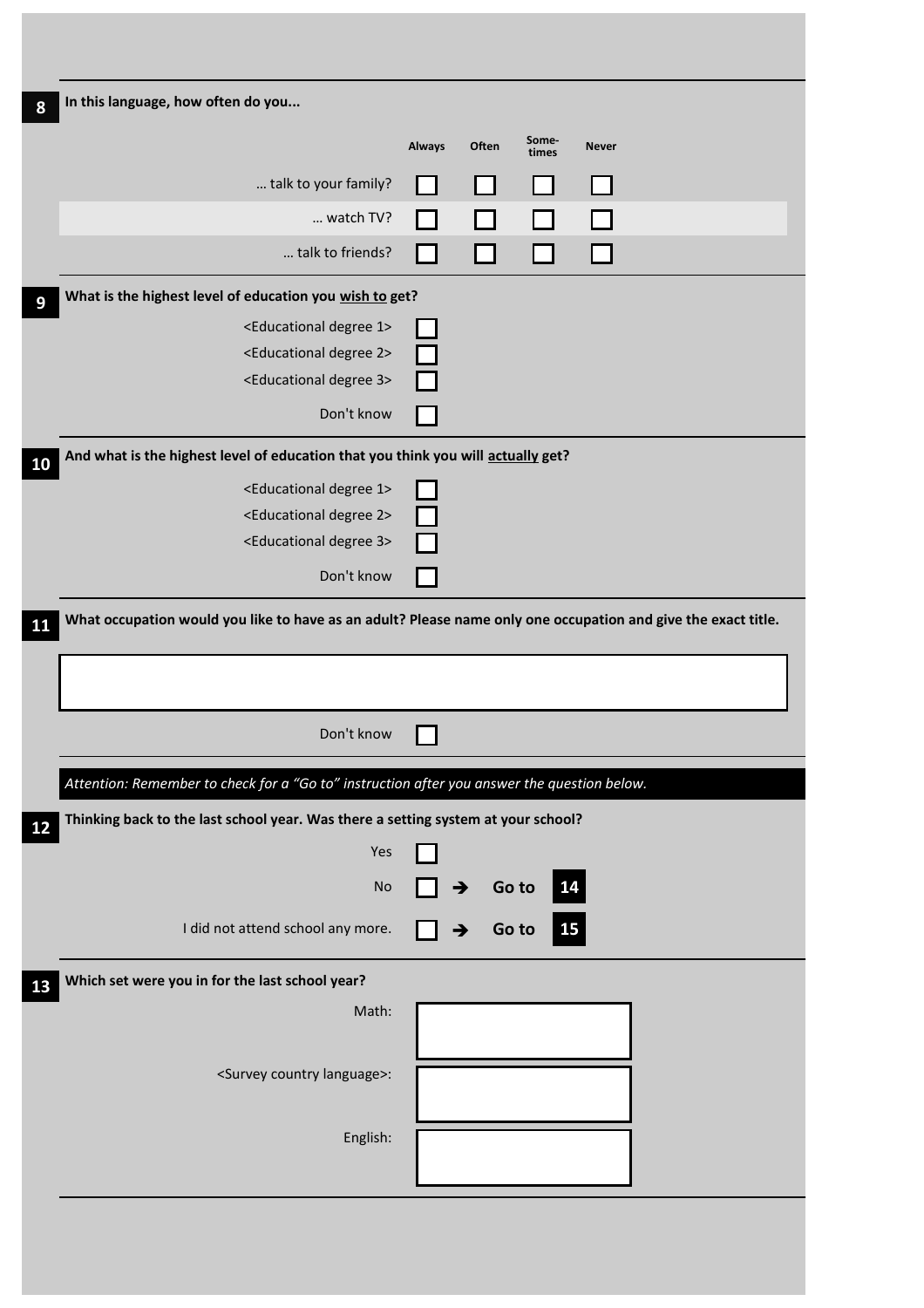**8** **In this language, how often do you...**

| | Always | Often | Some-times | Never |
|---|---|---|---|---|
| ... talk to your family? | ☐ | ☐ | ☐ | ☐ |
| ... watch TV? | ☐ | ☐ | ☐ | ☐ |
| ... talk to friends? | ☐ | ☐ | ☐ | ☐ |

**9** **What is the highest level of education you <u>wish to</u> get?**

- <Educational degree 1> ☐
- <Educational degree 2> ☐
- <Educational degree 3> ☐
- Don't know ☐

**10** **And what is the highest level of education that you think you will <u>actually</u> get?**

- <Educational degree 1> ☐
- <Educational degree 2> ☐
- <Educational degree 3> ☐
- Don't know ☐

**11** **What occupation would you like to have as an adult? Please name only one occupation and give the exact title.**

[ ]

Don't know ☐

*Attention: Remember to check for a “Go to” instruction after you answer the question below.*

**12** **Thinking back to the last school year. Was there a setting system at your school?**

- Yes ☐
- No ☐ ➔ **Go to 14**
- I did not attend school any more. ☐ ➔ **Go to 15**

**13** **Which set were you in for the last school year?**

Math: [ ]

<Survey country language>: [ ]

English: [ ]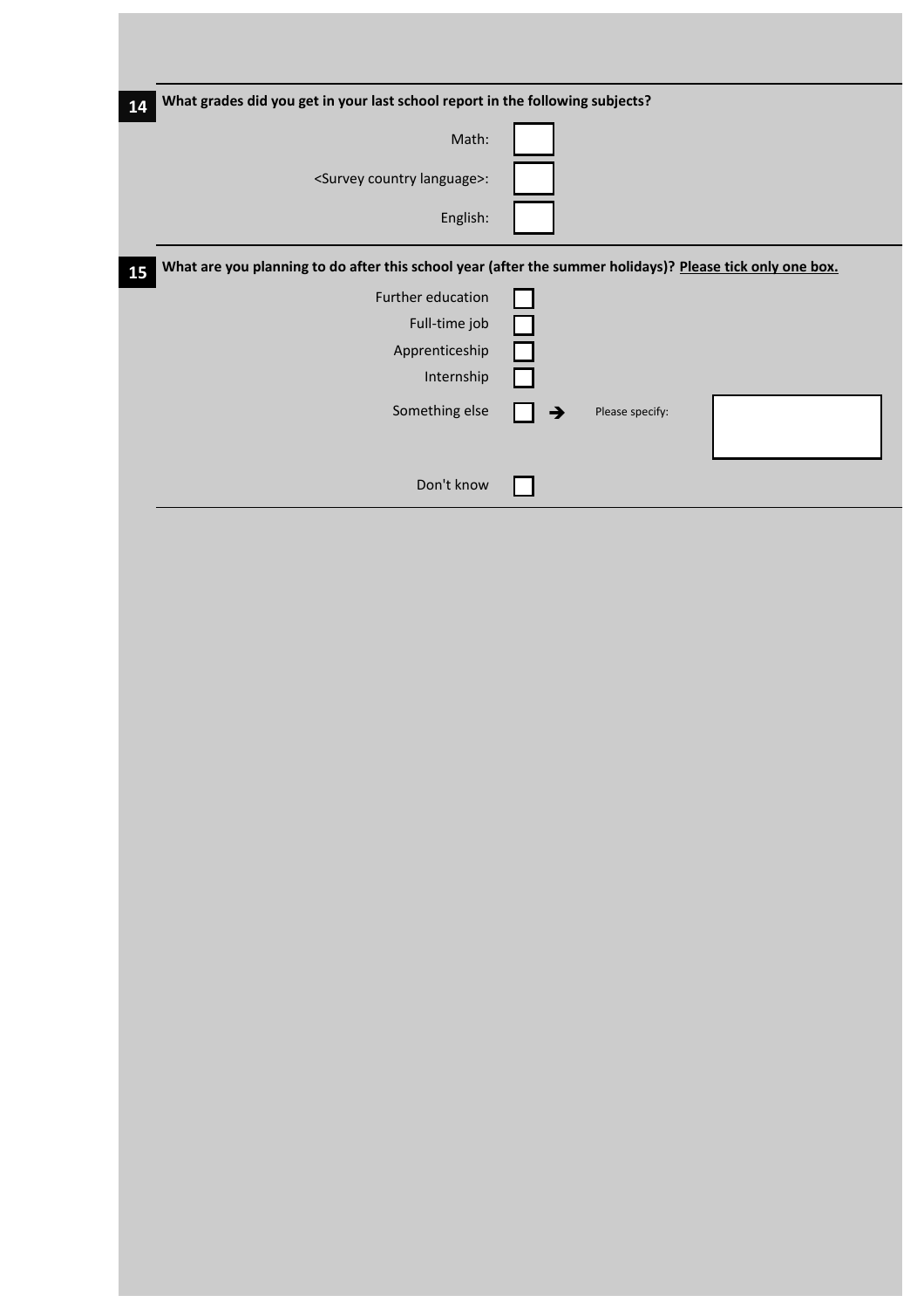**14** **What grades did you get in your last school report in the following subjects?**

Math: ☐

<Survey country language>: ☐

English: ☐

**15** **What are you planning to do after this school year (after the summer holidays)?** **<u>Please tick only one box.</u>**

- Further education ☐
- Full-time job ☐
- Apprenticeship ☐
- Internship ☐
- Something else ☐ ➔ Please specify: ____________
- Don't know ☐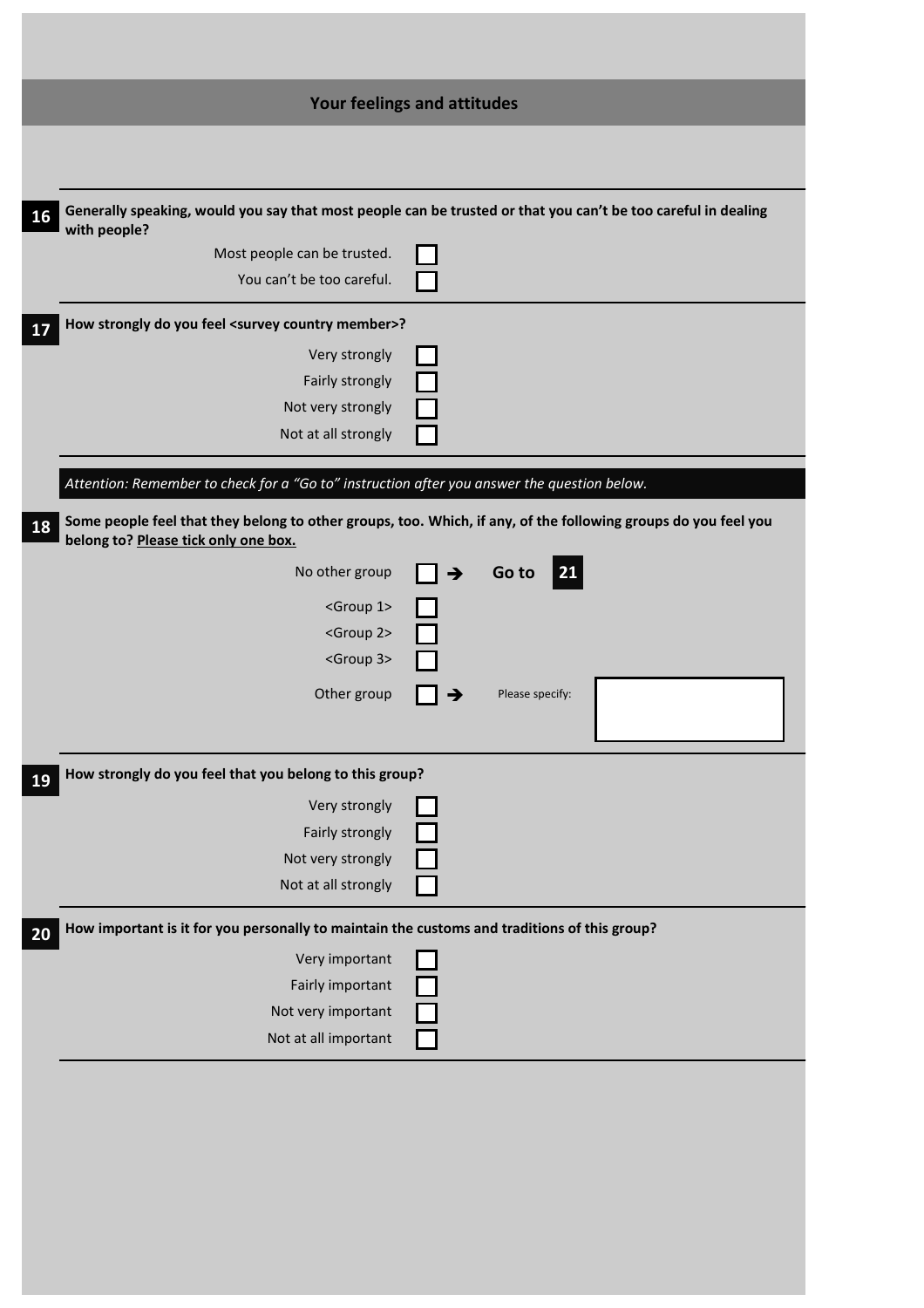## Your feelings and attitudes

**16** **Generally speaking, would you say that most people can be trusted or that you can't be too careful in dealing with people?**

- Most people can be trusted. ☐
- You can't be too careful. ☐

**17** **How strongly do you feel <survey country member>?**

- Very strongly ☐
- Fairly strongly ☐
- Not very strongly ☐
- Not at all strongly ☐

*Attention: Remember to check for a "Go to" instruction after you answer the question below.*

**18** **Some people feel that they belong to other groups, too. Which, if any, of the following groups do you feel you belong to? Please tick only one box.**

- No other group ☐ → **Go to 21**
- <Group 1> ☐
- <Group 2> ☐
- <Group 3> ☐
- Other group ☐ → Please specify: ____________

**19** **How strongly do you feel that you belong to this group?**

- Very strongly ☐
- Fairly strongly ☐
- Not very strongly ☐
- Not at all strongly ☐

**20** **How important is it for you personally to maintain the customs and traditions of this group?**

- Very important ☐
- Fairly important ☐
- Not very important ☐
- Not at all important ☐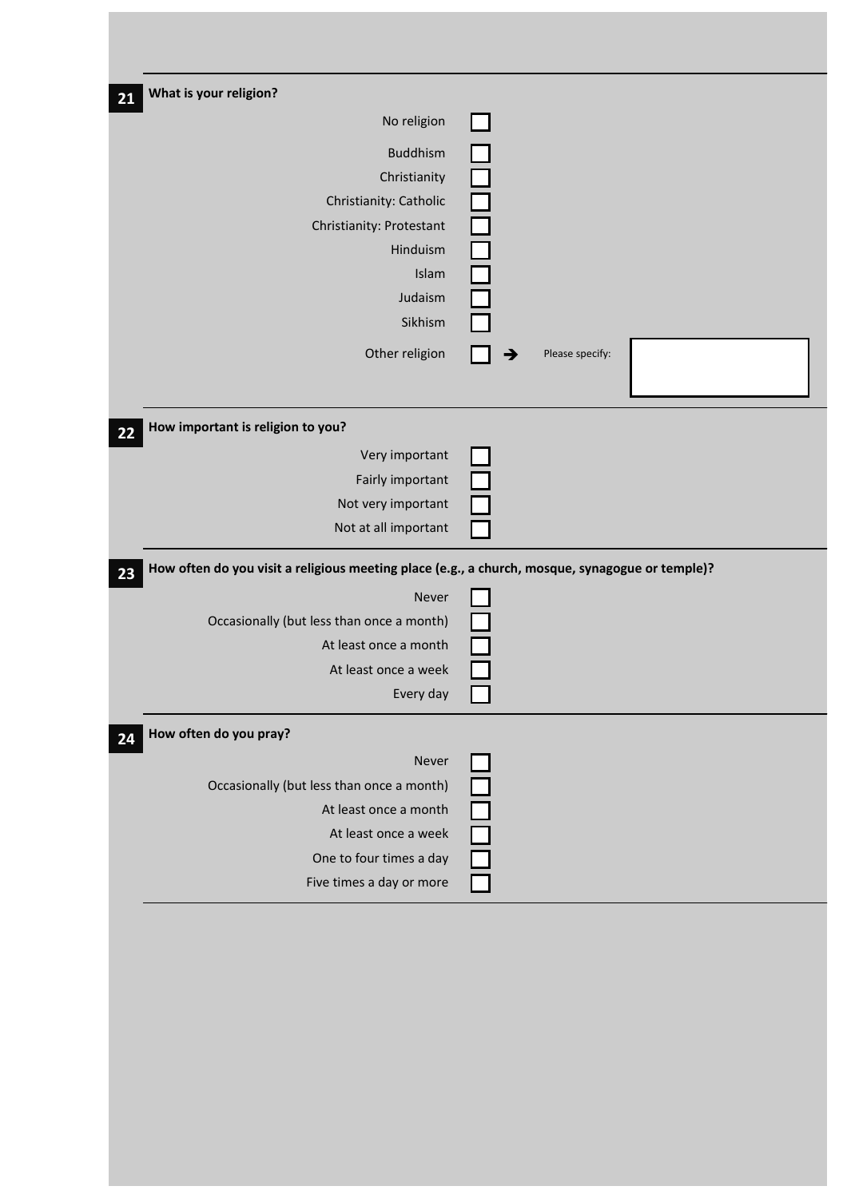**21** **What is your religion?**

- No religion ☐
- Buddhism ☐
- Christianity ☐
- Christianity: Catholic ☐
- Christianity: Protestant ☐
- Hinduism ☐
- Islam ☐
- Judaism ☐
- Sikhism ☐
- Other religion ☐ → Please specify: ____________

**22** **How important is religion to you?**

- Very important ☐
- Fairly important ☐
- Not very important ☐
- Not at all important ☐

**23** **How often do you visit a religious meeting place (e.g., a church, mosque, synagogue or temple)?**

- Never ☐
- Occasionally (but less than once a month) ☐
- At least once a month ☐
- At least once a week ☐
- Every day ☐

**24** **How often do you pray?**

- Never ☐
- Occasionally (but less than once a month) ☐
- At least once a month ☐
- At least once a week ☐
- One to four times a day ☐
- Five times a day or more ☐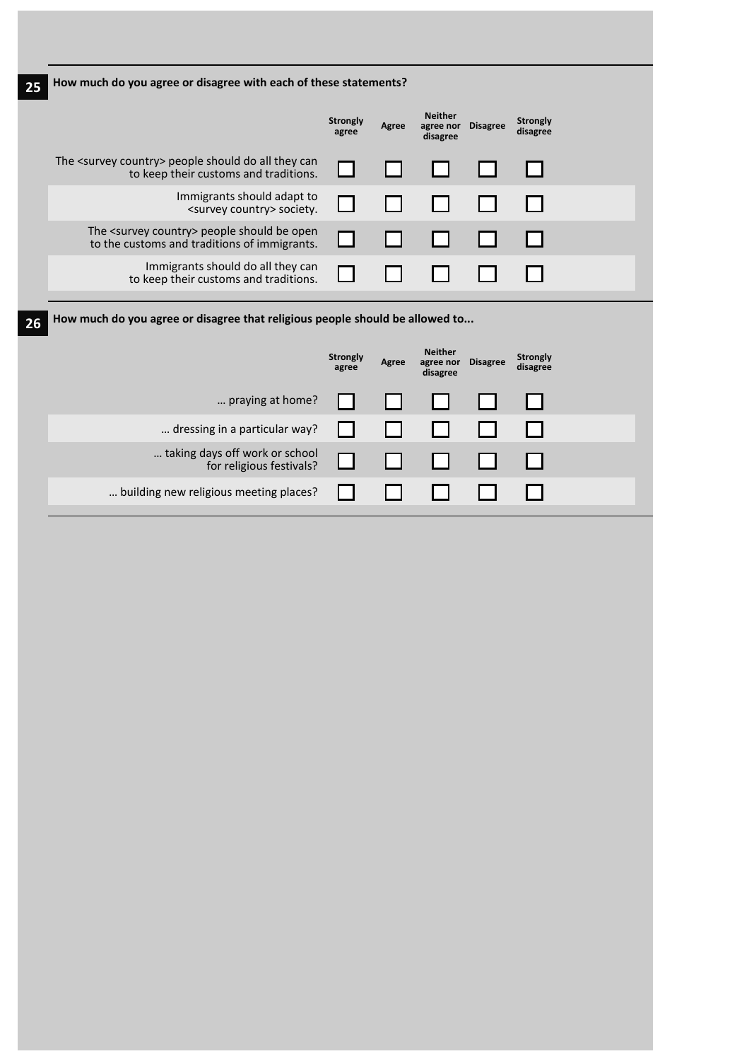**25** **How much do you agree or disagree with each of these statements?**

| | Strongly agree | Agree | Neither agree nor disagree | Disagree | Strongly disagree |
|---|---|---|---|---|---|
| The <survey country> people should do all they can to keep their customs and traditions. | ☐ | ☐ | ☐ | ☐ | ☐ |
| Immigrants should adapt to <survey country> society. | ☐ | ☐ | ☐ | ☐ | ☐ |
| The <survey country> people should be open to the customs and traditions of immigrants. | ☐ | ☐ | ☐ | ☐ | ☐ |
| Immigrants should do all they can to keep their customs and traditions. | ☐ | ☐ | ☐ | ☐ | ☐ |

**26** **How much do you agree or disagree that religious people should be allowed to...**

| | Strongly agree | Agree | Neither agree nor disagree | Disagree | Strongly disagree |
|---|---|---|---|---|---|
| … praying at home? | ☐ | ☐ | ☐ | ☐ | ☐ |
| … dressing in a particular way? | ☐ | ☐ | ☐ | ☐ | ☐ |
| … taking days off work or school for religious festivals? | ☐ | ☐ | ☐ | ☐ | ☐ |
| … building new religious meeting places? | ☐ | ☐ | ☐ | ☐ | ☐ |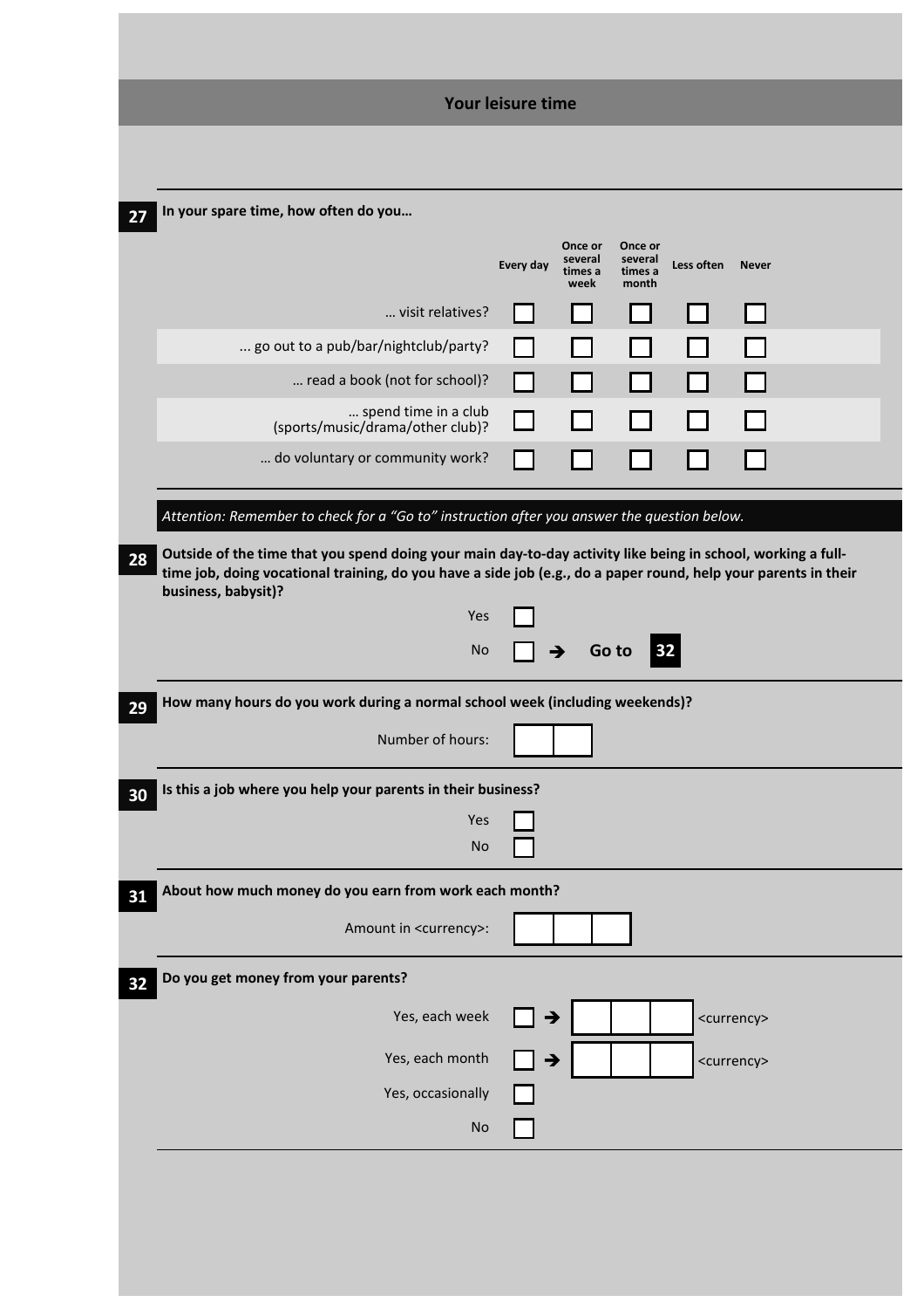## Your leisure time

**27** **In your spare time, how often do you…**

| | Every day | Once or several times a week | Once or several times a month | Less often | Never |
|---|---|---|---|---|---|
| … visit relatives? | ☐ | ☐ | ☐ | ☐ | ☐ |
| ... go out to a pub/bar/nightclub/party? | ☐ | ☐ | ☐ | ☐ | ☐ |
| … read a book (not for school)? | ☐ | ☐ | ☐ | ☐ | ☐ |
| … spend time in a club (sports/music/drama/other club)? | ☐ | ☐ | ☐ | ☐ | ☐ |
| … do voluntary or community work? | ☐ | ☐ | ☐ | ☐ | ☐ |

*Attention: Remember to check for a "Go to" instruction after you answer the question below.*

**28** **Outside of the time that you spend doing your main day-to-day activity like being in school, working a full-time job, doing vocational training, do you have a side job (e.g., do a paper round, help your parents in their business, babysit)?**

- Yes ☐
- No ☐ ➔ **Go to 32**

**29** **How many hours do you work during a normal school week (including weekends)?**

Number of hours: ☐☐

**30** **Is this a job where you help your parents in their business?**

- Yes ☐
- No ☐

**31** **About how much money do you earn from work each month?**

Amount in <currency>: ☐☐☐

**32** **Do you get money from your parents?**

- Yes, each week ☐ ➔ ☐☐☐ <currency>
- Yes, each month ☐ ➔ ☐☐☐ <currency>
- Yes, occasionally ☐
- No ☐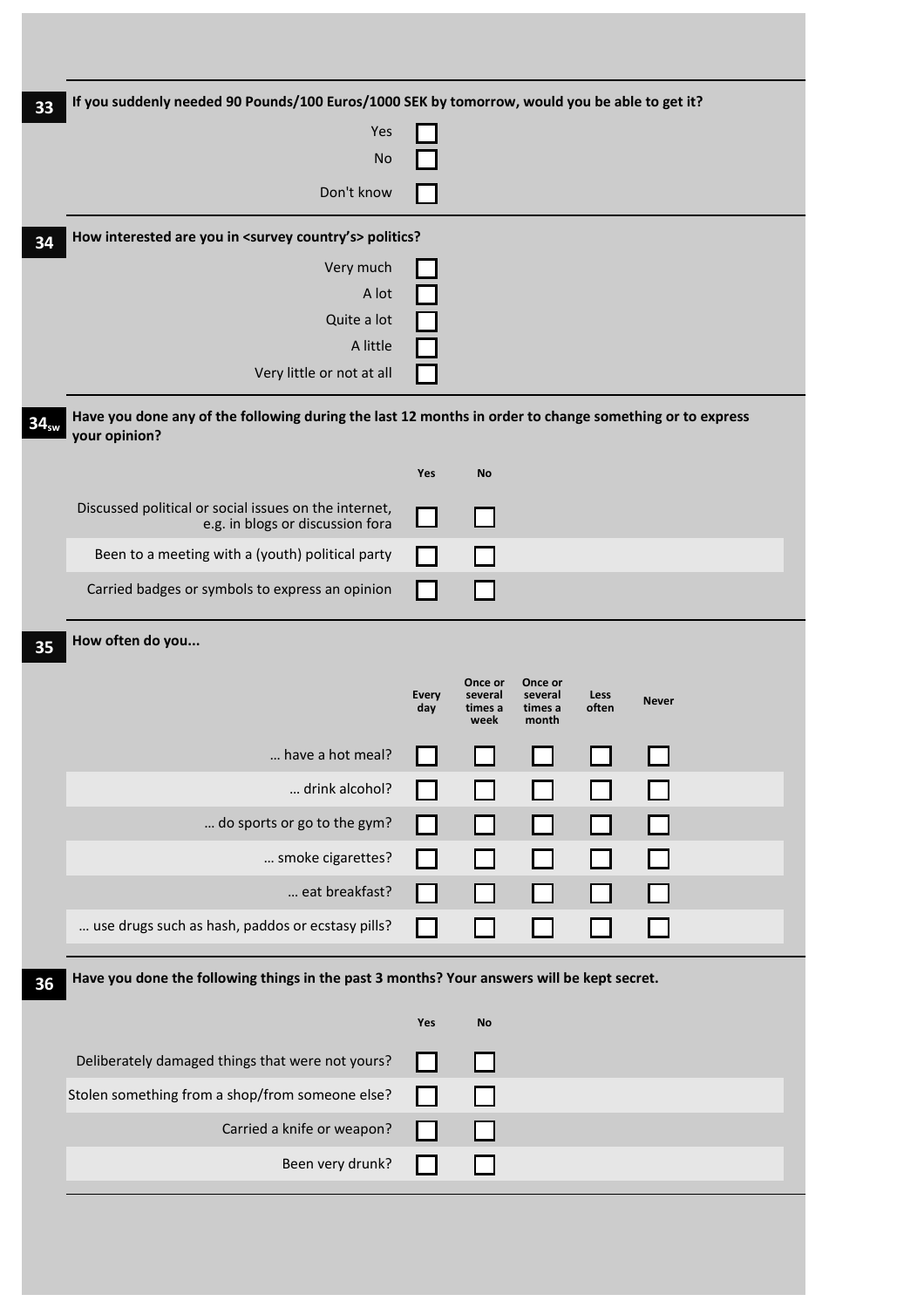**33** If you suddenly needed 90 Pounds/100 Euros/1000 SEK by tomorrow, would you be able to get it?

- Yes ☐
- No ☐
- Don't know ☐

**34** How interested are you in <survey country's> politics?

- Very much ☐
- A lot ☐
- Quite a lot ☐
- A little ☐
- Very little or not at all ☐

**$34_{sw}$** Have you done any of the following during the last 12 months in order to change something or to express your opinion?

| | Yes | No |
|---|---|---|
| Discussed political or social issues on the internet, e.g. in blogs or discussion fora | ☐ | ☐ |
| Been to a meeting with a (youth) political party | ☐ | ☐ |
| Carried badges or symbols to express an opinion | ☐ | ☐ |

**35** How often do you...

| | Every day | Once or several times a week | Once or several times a month | Less often | Never |
|---|---|---|---|---|---|
| … have a hot meal? | ☐ | ☐ | ☐ | ☐ | ☐ |
| … drink alcohol? | ☐ | ☐ | ☐ | ☐ | ☐ |
| … do sports or go to the gym? | ☐ | ☐ | ☐ | ☐ | ☐ |
| … smoke cigarettes? | ☐ | ☐ | ☐ | ☐ | ☐ |
| … eat breakfast? | ☐ | ☐ | ☐ | ☐ | ☐ |
| … use drugs such as hash, paddos or ecstasy pills? | ☐ | ☐ | ☐ | ☐ | ☐ |

**36** Have you done the following things in the past 3 months? Your answers will be kept secret.

| | Yes | No |
|---|---|---|
| Deliberately damaged things that were not yours? | ☐ | ☐ |
| Stolen something from a shop/from someone else? | ☐ | ☐ |
| Carried a knife or weapon? | ☐ | ☐ |
| Been very drunk? | ☐ | ☐ |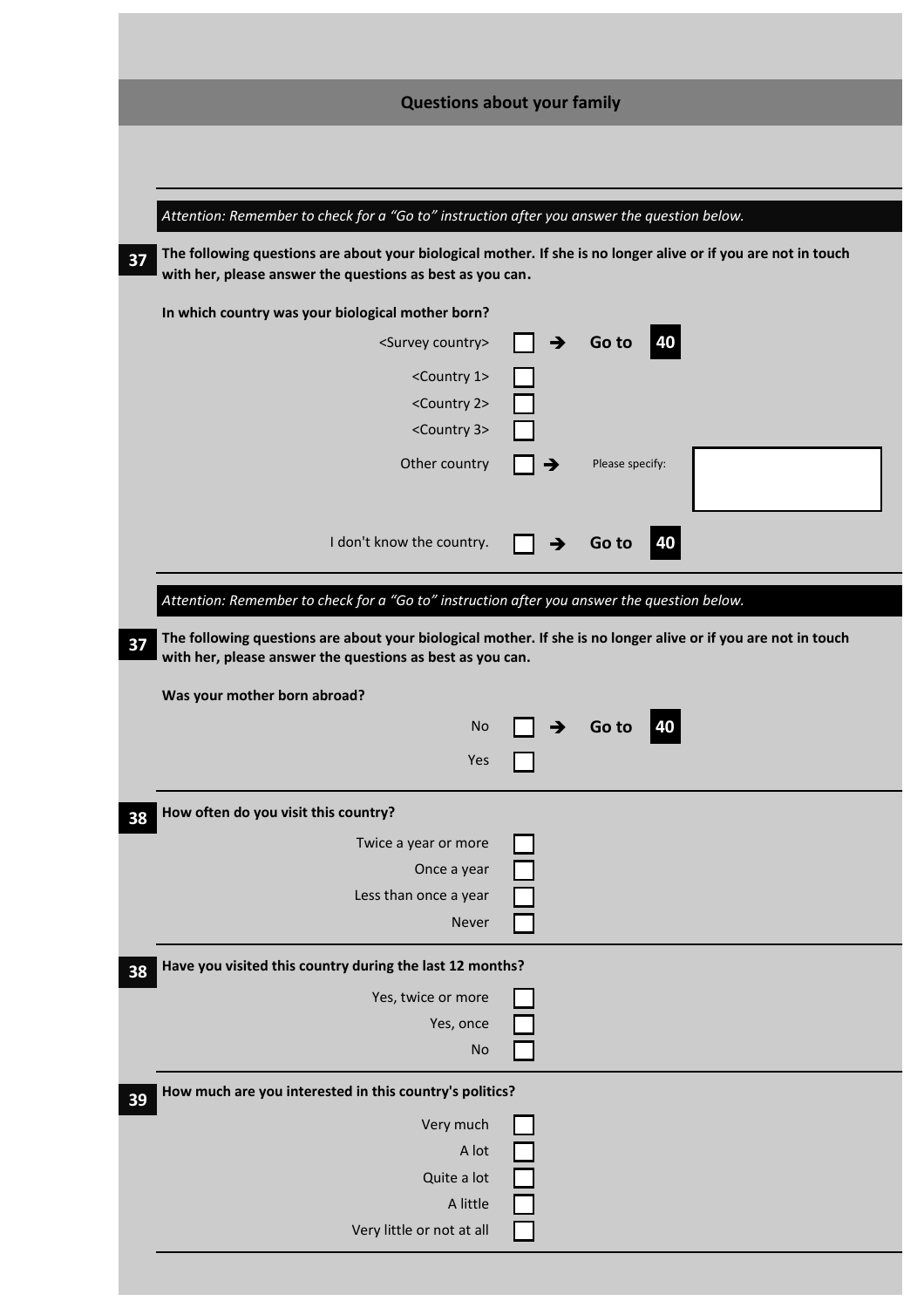## Questions about your family

*Attention: Remember to check for a "Go to" instruction after you answer the question below.*

**37** **The following questions are about your biological mother. If she is no longer alive or if you are not in touch with her, please answer the questions as best as you can.**

**In which country was your biological mother born?**

- <Survey country> ☐ ➔ **Go to 40**
- <Country 1> ☐
- <Country 2> ☐
- <Country 3> ☐
- Other country ☐ ➔ Please specify: ________
- I don't know the country. ☐ ➔ **Go to 40**

*Attention: Remember to check for a "Go to" instruction after you answer the question below.*

**37** **The following questions are about your biological mother. If she is no longer alive or if you are not in touch with her, please answer the questions as best as you can.**

**Was your mother born abroad?**

- No ☐ ➔ **Go to 40**
- Yes ☐

**38** **How often do you visit this country?**

- Twice a year or more ☐
- Once a year ☐
- Less than once a year ☐
- Never ☐

**38** **Have you visited this country during the last 12 months?**

- Yes, twice or more ☐
- Yes, once ☐
- No ☐

**39** **How much are you interested in this country's politics?**

- Very much ☐
- A lot ☐
- Quite a lot ☐
- A little ☐
- Very little or not at all ☐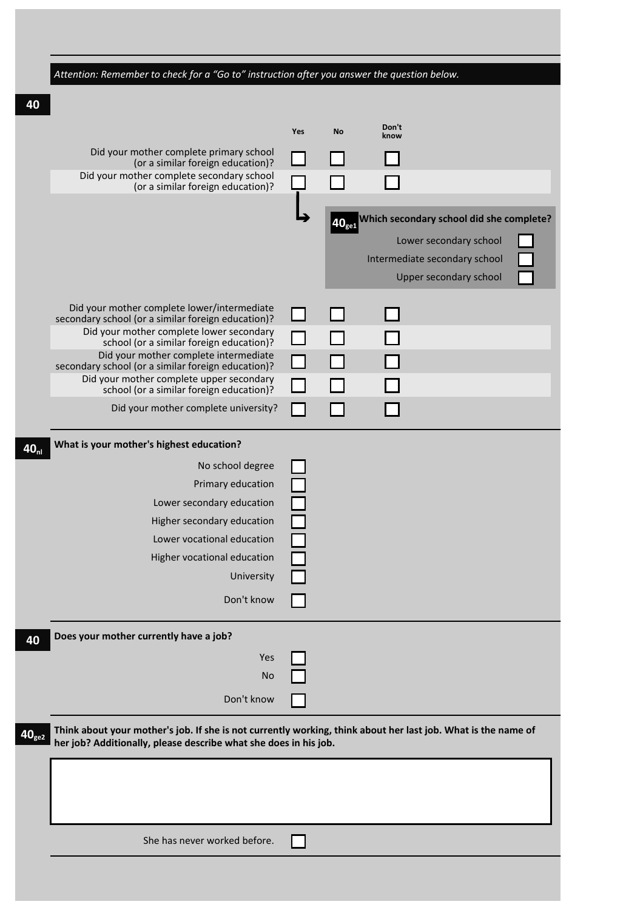*Attention: Remember to check for a "Go to" instruction after you answer the question below.*

**40**

| | Yes | No | Don't know |
|---|---|---|---|
| Did your mother complete primary school (or a similar foreign education)? | ☐ | ☐ | ☐ |
| Did your mother complete secondary school (or a similar foreign education)? | ☐ | ☐ | ☐ |

↳ **$40_{ge1}$ Which secondary school did she complete?**

- Lower secondary school ☐
- Intermediate secondary school ☐
- Upper secondary school ☐

| | Yes | No | Don't know |
|---|---|---|---|
| Did your mother complete lower/intermediate secondary school (or a similar foreign education)? | ☐ | ☐ | ☐ |
| Did your mother complete lower secondary school (or a similar foreign education)? | ☐ | ☐ | ☐ |
| Did your mother complete intermediate secondary school (or a similar foreign education)? | ☐ | ☐ | ☐ |
| Did your mother complete upper secondary school (or a similar foreign education)? | ☐ | ☐ | ☐ |
| Did your mother complete university? | ☐ | ☐ | ☐ |

**$40_{nl}$ What is your mother's highest education?**

- No school degree ☐
- Primary education ☐
- Lower secondary education ☐
- Higher secondary education ☐
- Lower vocational education ☐
- Higher vocational education ☐
- University ☐
- Don't know ☐

**40 Does your mother currently have a job?**

- Yes ☐
- No ☐
- Don't know ☐

**$40_{ge2}$ Think about your mother's job. If she is not currently working, think about her last job. What is the name of her job? Additionally, please describe what she does in his job.**

[ ]

She has never worked before. ☐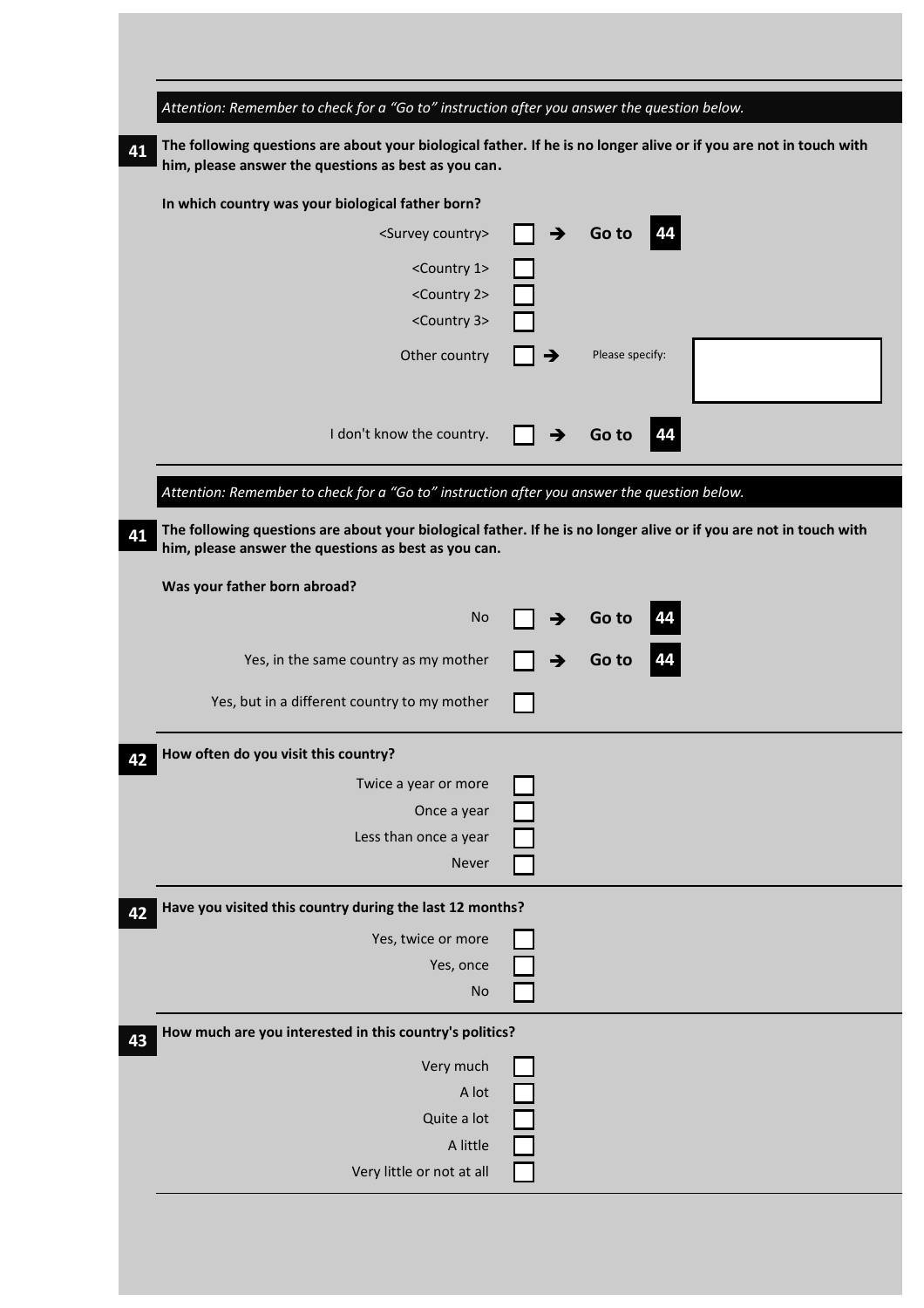*Attention: Remember to check for a "Go to" instruction after you answer the question below.*

**41** **The following questions are about your biological father. If he is no longer alive or if you are not in touch with him, please answer the questions as best as you can.**

**In which country was your biological father born?**

- <Survey country> ☐ → **Go to 44**
- <Country 1> ☐
- <Country 2> ☐
- <Country 3> ☐
- Other country ☐ → Please specify: ________
- I don't know the country. ☐ → **Go to 44**

---

*Attention: Remember to check for a "Go to" instruction after you answer the question below.*

**41** **The following questions are about your biological father. If he is no longer alive or if you are not in touch with him, please answer the questions as best as you can.**

**Was your father born abroad?**

- No ☐ → **Go to 44**
- Yes, in the same country as my mother ☐ → **Go to 44**
- Yes, but in a different country to my mother ☐

---

**42** **How often do you visit this country?**

- Twice a year or more ☐
- Once a year ☐
- Less than once a year ☐
- Never ☐

---

**42** **Have you visited this country during the last 12 months?**

- Yes, twice or more ☐
- Yes, once ☐
- No ☐

---

**43** **How much are you interested in this country's politics?**

- Very much ☐
- A lot ☐
- Quite a lot ☐
- A little ☐
- Very little or not at all ☐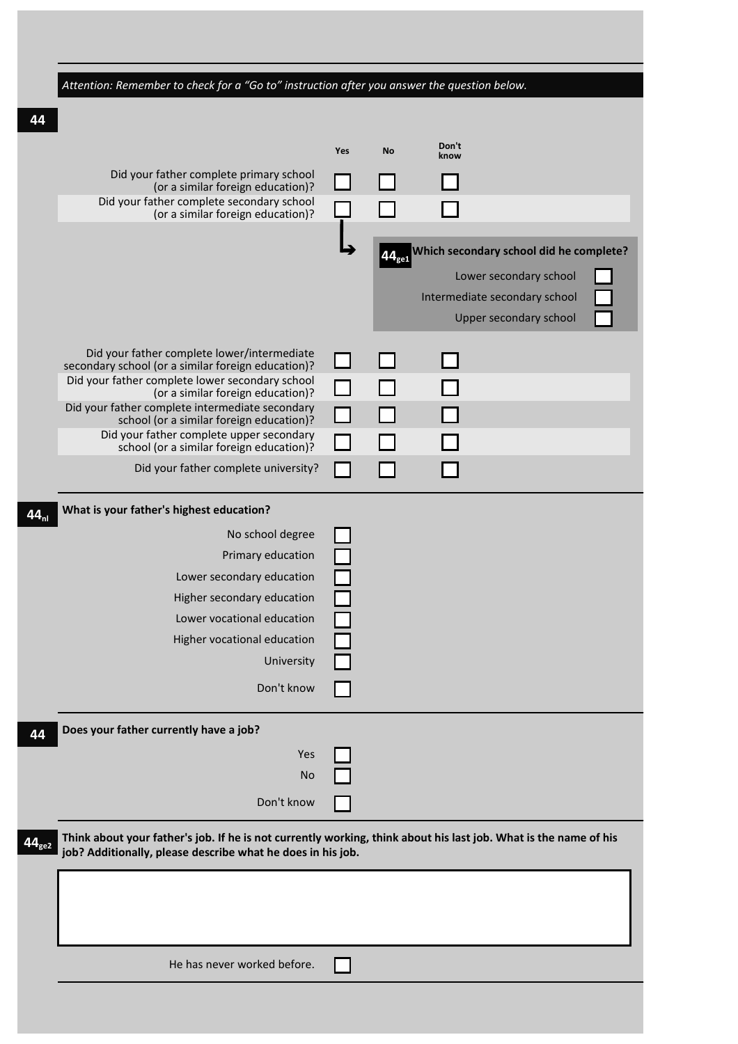*Attention: Remember to check for a "Go to" instruction after you answer the question below.*

**44**

| | Yes | No | Don't know |
|---|---|---|---|
| Did your father complete primary school (or a similar foreign education)? | ☐ | ☐ | ☐ |
| Did your father complete secondary school (or a similar foreign education)? | ☐ | ☐ | ☐ |

↳ **$44_{ge1}$ Which secondary school did he complete?**

- Lower secondary school ☐
- Intermediate secondary school ☐
- Upper secondary school ☐

| | Yes | No | Don't know |
|---|---|---|---|
| Did your father complete lower/intermediate secondary school (or a similar foreign education)? | ☐ | ☐ | ☐ |
| Did your father complete lower secondary school (or a similar foreign education)? | ☐ | ☐ | ☐ |
| Did your father complete intermediate secondary school (or a similar foreign education)? | ☐ | ☐ | ☐ |
| Did your father complete upper secondary school (or a similar foreign education)? | ☐ | ☐ | ☐ |
| Did your father complete university? | ☐ | ☐ | ☐ |

**$44_{nl}$ What is your father's highest education?**

- No school degree ☐
- Primary education ☐
- Lower secondary education ☐
- Higher secondary education ☐
- Lower vocational education ☐
- Higher vocational education ☐
- University ☐
- Don't know ☐

**44 Does your father currently have a job?**

- Yes ☐
- No ☐
- Don't know ☐

**$44_{ge2}$ Think about your father's job. If he is not currently working, think about his last job. What is the name of his job? Additionally, please describe what he does in his job.**

[                                                  ]

He has never worked before. ☐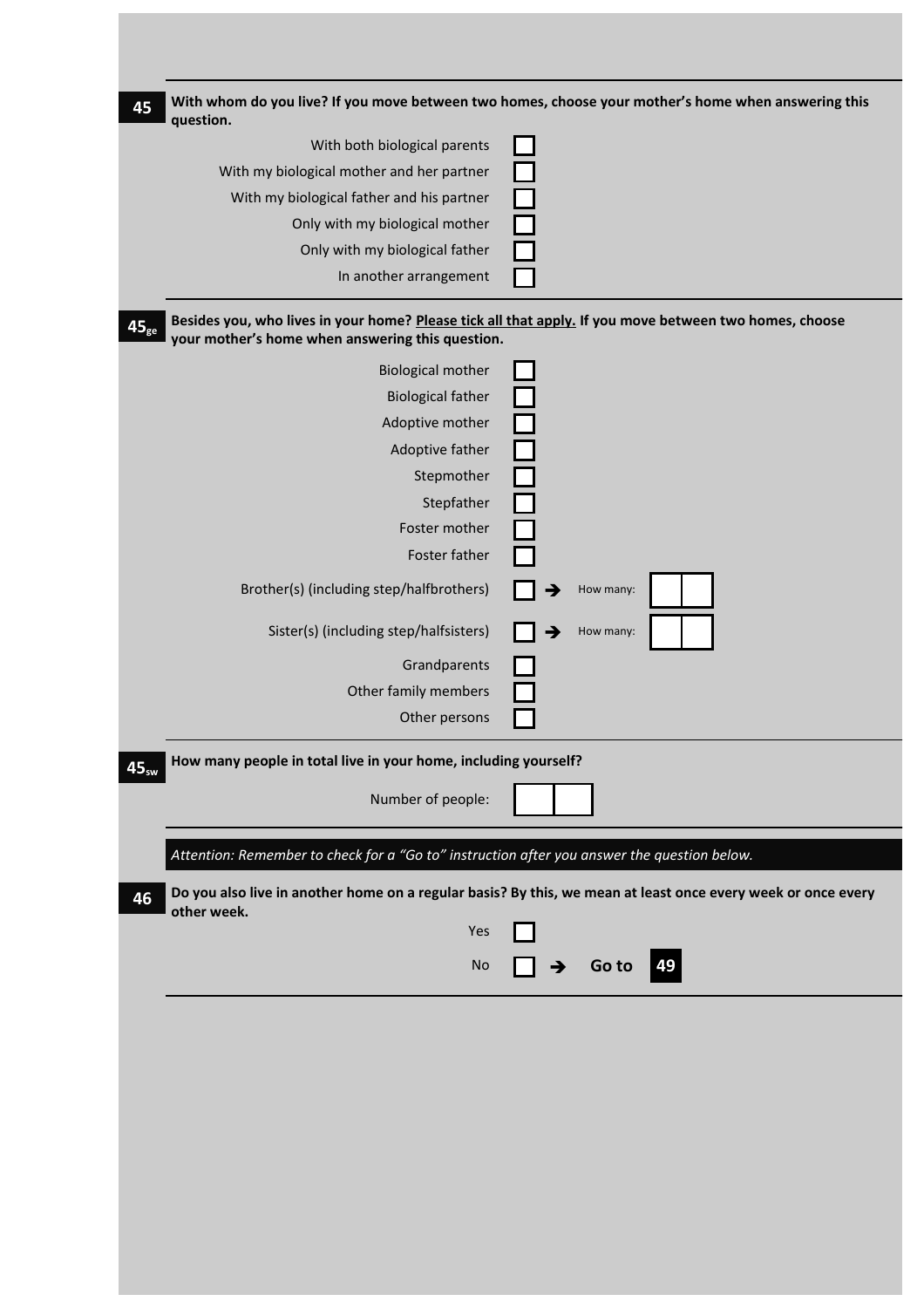**45** **With whom do you live? If you move between two homes, choose your mother's home when answering this question.**

- With both biological parents ☐
- With my biological mother and her partner ☐
- With my biological father and his partner ☐
- Only with my biological mother ☐
- Only with my biological father ☐
- In another arrangement ☐

**$45_{ge}$** **Besides you, who lives in your home? Please tick all that apply. If you move between two homes, choose your mother's home when answering this question.**

- Biological mother ☐
- Biological father ☐
- Adoptive mother ☐
- Adoptive father ☐
- Stepmother ☐
- Stepfather ☐
- Foster mother ☐
- Foster father ☐
- Brother(s) (including step/halfbrothers) ☐ → How many: ☐☐
- Sister(s) (including step/halfsisters) ☐ → How many: ☐☐
- Grandparents ☐
- Other family members ☐
- Other persons ☐

**$45_{sw}$** **How many people in total live in your home, including yourself?**

Number of people: ☐☐

*Attention: Remember to check for a "Go to" instruction after you answer the question below.*

**46** **Do you also live in another home on a regular basis? By this, we mean at least once every week or once every other week.**

- Yes ☐
- No ☐ → **Go to 49**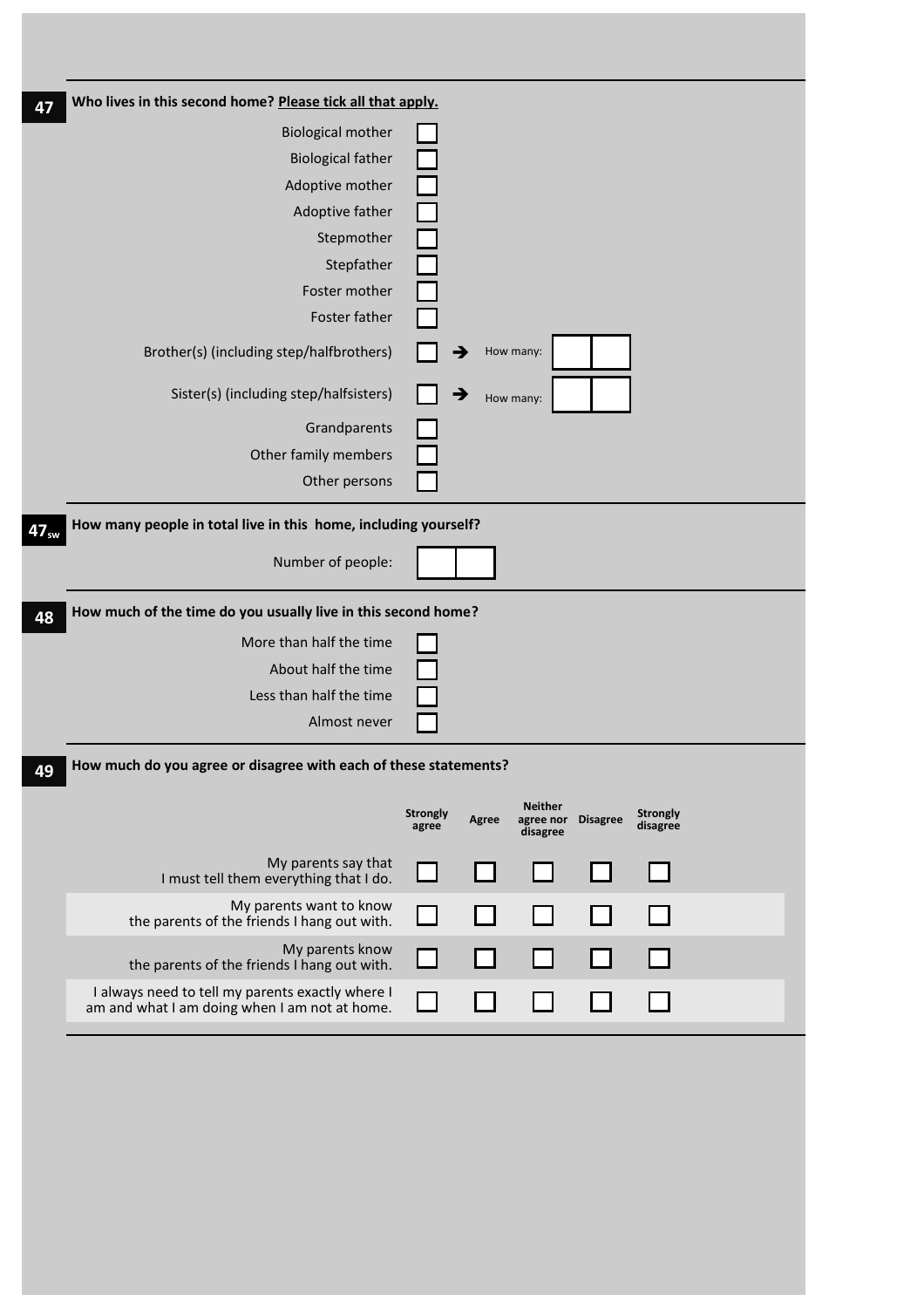**47** **Who lives in this second home? Please tick all that apply.**

- Biological mother ☐
- Biological father ☐
- Adoptive mother ☐
- Adoptive father ☐
- Stepmother ☐
- Stepfather ☐
- Foster mother ☐
- Foster father ☐
- Brother(s) (including step/halfbrothers) ☐ → How many: ☐☐
- Sister(s) (including step/halfsisters) ☐ → How many: ☐☐
- Grandparents ☐
- Other family members ☐
- Other persons ☐

**$47_{sw}$** **How many people in total live in this home, including yourself?**

Number of people: ☐☐

**48** **How much of the time do you usually live in this second home?**

- More than half the time ☐
- About half the time ☐
- Less than half the time ☐
- Almost never ☐

**49** **How much do you agree or disagree with each of these statements?**

| | Strongly agree | Agree | Neither agree nor disagree | Disagree | Strongly disagree |
|---|---|---|---|---|---|
| My parents say that I must tell them everything that I do. | ☐ | ☐ | ☐ | ☐ | ☐ |
| My parents want to know the parents of the friends I hang out with. | ☐ | ☐ | ☐ | ☐ | ☐ |
| My parents know the parents of the friends I hang out with. | ☐ | ☐ | ☐ | ☐ | ☐ |
| I always need to tell my parents exactly where I am and what I am doing when I am not at home. | ☐ | ☐ | ☐ | ☐ | ☐ |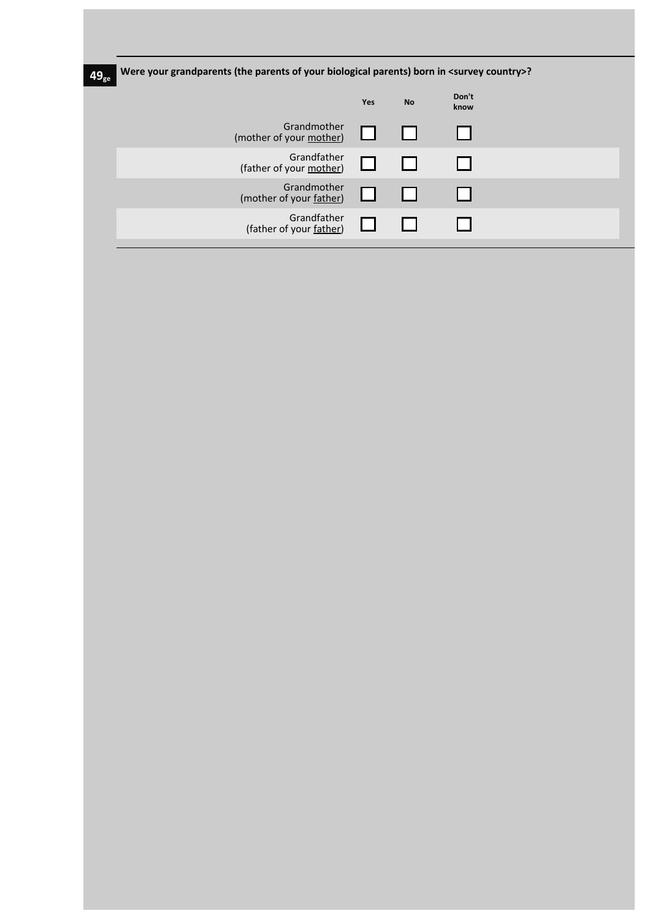**49ge** **Were your grandparents (the parents of your biological parents) born in <survey country>?**

| | Yes | No | Don't know |
|---|---|---|---|
| Grandmother (mother of your mother) | ☐ | ☐ | ☐ |
| Grandfather (father of your mother) | ☐ | ☐ | ☐ |
| Grandmother (mother of your father) | ☐ | ☐ | ☐ |
| Grandfather (father of your father) | ☐ | ☐ | ☐ |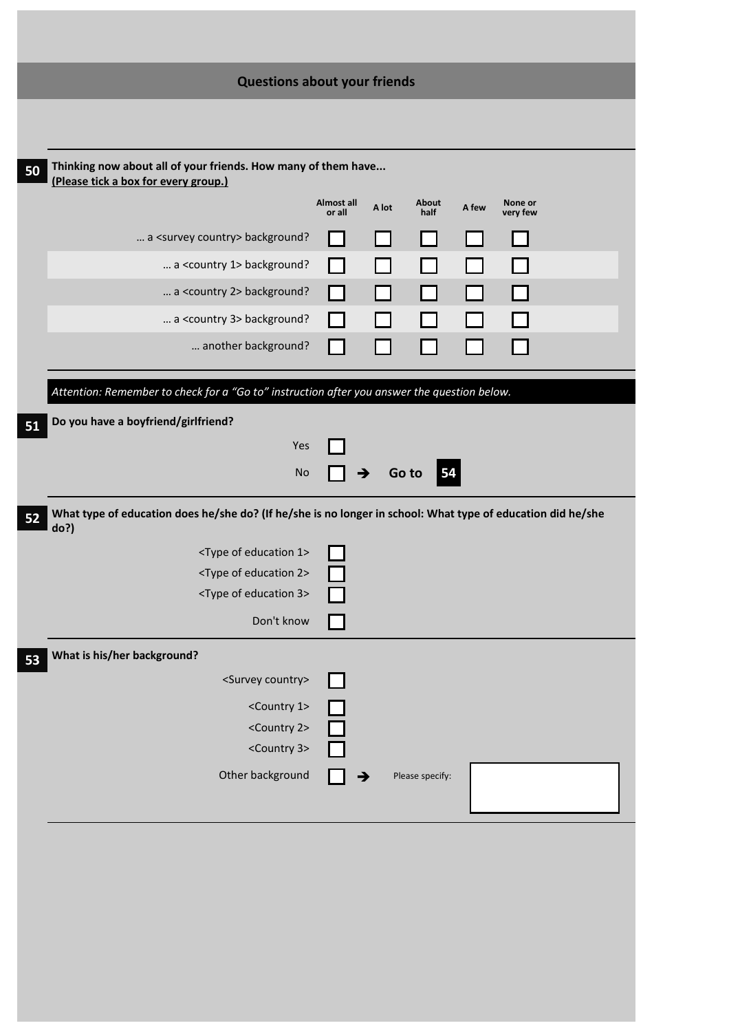## Questions about your friends

**50** **Thinking now about all of your friends. How many of them have...**
**(Please tick a box for every group.)**

| | Almost all or all | A lot | About half | A few | None or very few |
|---|---|---|---|---|---|
| ... a <survey country> background? | ☐ | ☐ | ☐ | ☐ | ☐ |
| ... a <country 1> background? | ☐ | ☐ | ☐ | ☐ | ☐ |
| ... a <country 2> background? | ☐ | ☐ | ☐ | ☐ | ☐ |
| ... a <country 3> background? | ☐ | ☐ | ☐ | ☐ | ☐ |
| ... another background? | ☐ | ☐ | ☐ | ☐ | ☐ |

*Attention: Remember to check for a "Go to" instruction after you answer the question below.*

**51** **Do you have a boyfriend/girlfriend?**

- Yes ☐
- No ☐ ➔ **Go to 54**

**52** **What type of education does he/she do? (If he/she is no longer in school: What type of education did he/she do?)**

- <Type of education 1> ☐
- <Type of education 2> ☐
- <Type of education 3> ☐
- Don't know ☐

**53** **What is his/her background?**

- <Survey country> ☐
- <Country 1> ☐
- <Country 2> ☐
- <Country 3> ☐
- Other background ☐ ➔ Please specify: ____________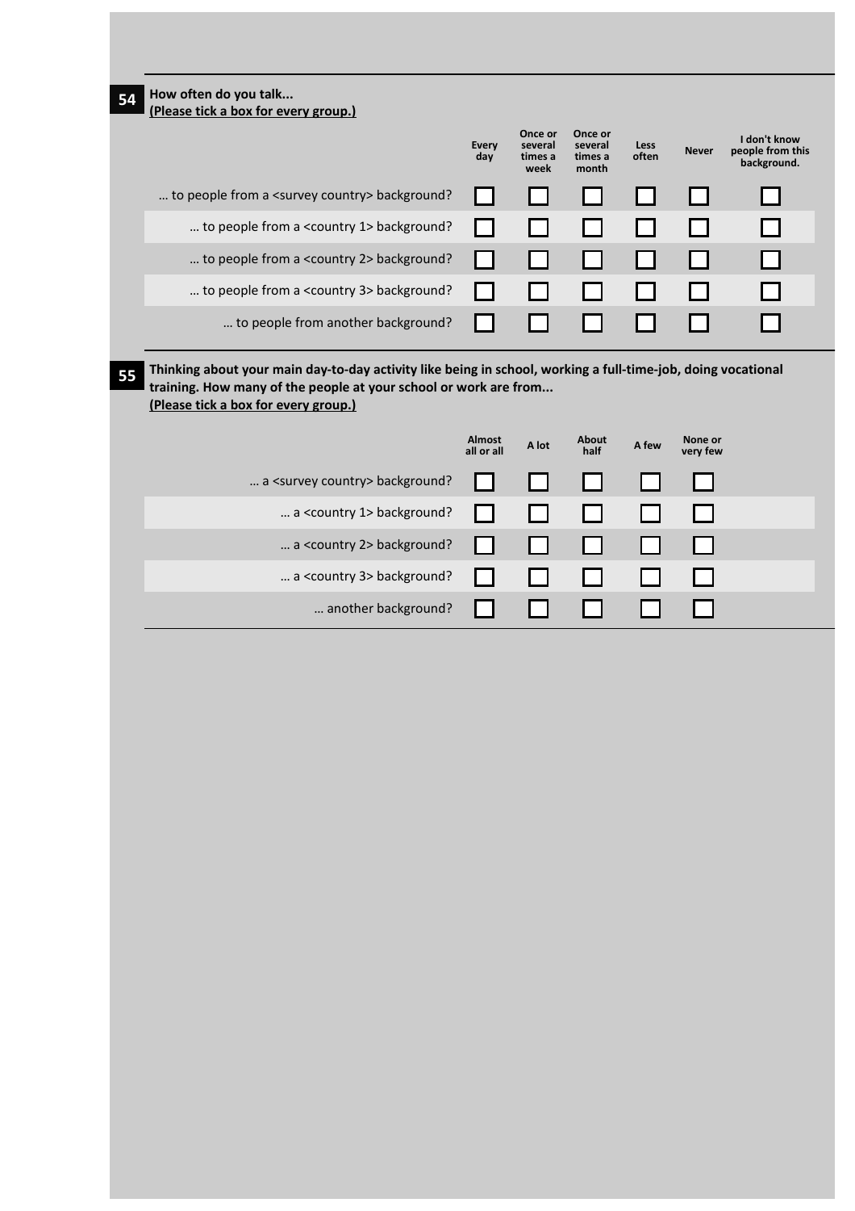**54** **How often do you talk...**
**(Please tick a box for every group.)**

| | Every day | Once or several times a week | Once or several times a month | Less often | Never | I don't know people from this background. |
|---|---|---|---|---|---|---|
| … to people from a <survey country> background? | ☐ | ☐ | ☐ | ☐ | ☐ | ☐ |
| … to people from a <country 1> background? | ☐ | ☐ | ☐ | ☐ | ☐ | ☐ |
| … to people from a <country 2> background? | ☐ | ☐ | ☐ | ☐ | ☐ | ☐ |
| … to people from a <country 3> background? | ☐ | ☐ | ☐ | ☐ | ☐ | ☐ |
| … to people from another background? | ☐ | ☐ | ☐ | ☐ | ☐ | ☐ |

**55** **Thinking about your main day-to-day activity like being in school, working a full-time-job, doing vocational training. How many of the people at your school or work are from...**
**(Please tick a box for every group.)**

| | Almost all or all | A lot | About half | A few | None or very few |
|---|---|---|---|---|---|
| … a <survey country> background? | ☐ | ☐ | ☐ | ☐ | ☐ |
| … a <country 1> background? | ☐ | ☐ | ☐ | ☐ | ☐ |
| … a <country 2> background? | ☐ | ☐ | ☐ | ☐ | ☐ |
| … a <country 3> background? | ☐ | ☐ | ☐ | ☐ | ☐ |
| … another background? | ☐ | ☐ | ☐ | ☐ | ☐ |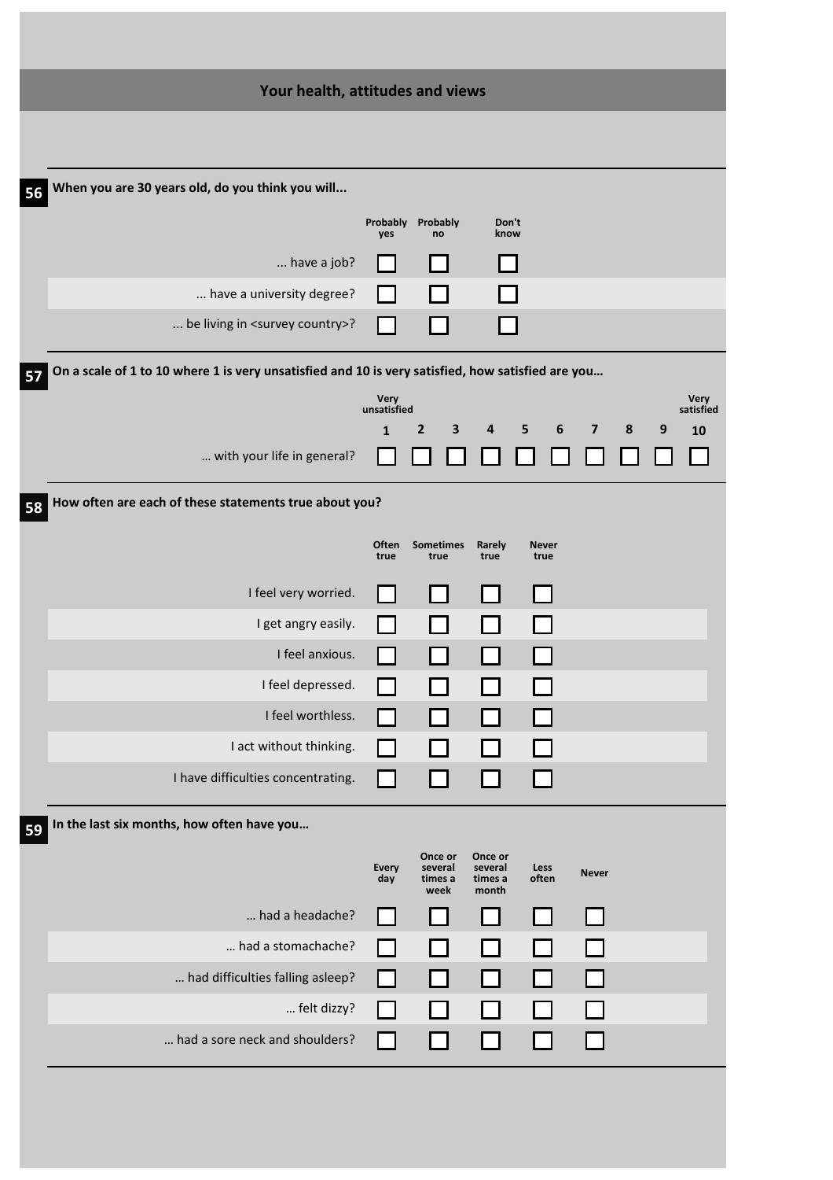## Your health, attitudes and views

**56** **When you are 30 years old, do you think you will...**

| | Probably yes | Probably no | Don't know |
|---|---|---|---|
| ... have a job? | ☐ | ☐ | ☐ |
| ... have a university degree? | ☐ | ☐ | ☐ |
| ... be living in <survey country>? | ☐ | ☐ | ☐ |

**57** **On a scale of 1 to 10 where 1 is very unsatisfied and 10 is very satisfied, how satisfied are you…**

| | Very unsatisfied 1 | 2 | 3 | 4 | 5 | 6 | 7 | 8 | 9 | Very satisfied 10 |
|---|---|---|---|---|---|---|---|---|---|---|
| … with your life in general? | ☐ | ☐ | ☐ | ☐ | ☐ | ☐ | ☐ | ☐ | ☐ | ☐ |

**58** **How often are each of these statements true about you?**

| | Often true | Sometimes true | Rarely true | Never true |
|---|---|---|---|---|
| I feel very worried. | ☐ | ☐ | ☐ | ☐ |
| I get angry easily. | ☐ | ☐ | ☐ | ☐ |
| I feel anxious. | ☐ | ☐ | ☐ | ☐ |
| I feel depressed. | ☐ | ☐ | ☐ | ☐ |
| I feel worthless. | ☐ | ☐ | ☐ | ☐ |
| I act without thinking. | ☐ | ☐ | ☐ | ☐ |
| I have difficulties concentrating. | ☐ | ☐ | ☐ | ☐ |

**59** **In the last six months, how often have you…**

| | Every day | Once or several times a week | Once or several times a month | Less often | Never |
|---|---|---|---|---|---|
| … had a headache? | ☐ | ☐ | ☐ | ☐ | ☐ |
| … had a stomachache? | ☐ | ☐ | ☐ | ☐ | ☐ |
| … had difficulties falling asleep? | ☐ | ☐ | ☐ | ☐ | ☐ |
| … felt dizzy? | ☐ | ☐ | ☐ | ☐ | ☐ |
| … had a sore neck and shoulders? | ☐ | ☐ | ☐ | ☐ | ☐ |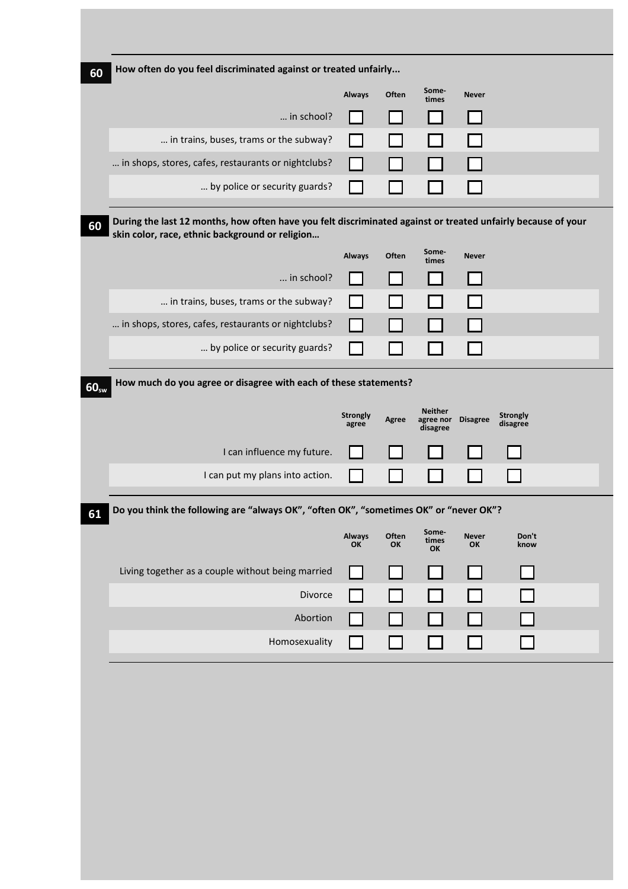**60** How often do you feel discriminated against or treated unfairly...

| | Always | Often | Some-times | Never |
|---|---|---|---|---|
| ... in school? | ☐ | ☐ | ☐ | ☐ |
| ... in trains, buses, trams or the subway? | ☐ | ☐ | ☐ | ☐ |
| ... in shops, stores, cafes, restaurants or nightclubs? | ☐ | ☐ | ☐ | ☐ |
| ... by police or security guards? | ☐ | ☐ | ☐ | ☐ |

**60** During the last 12 months, how often have you felt discriminated against or treated unfairly because of your skin color, race, ethnic background or religion…

| | Always | Often | Some-times | Never |
|---|---|---|---|---|
| ... in school? | ☐ | ☐ | ☐ | ☐ |
| ... in trains, buses, trams or the subway? | ☐ | ☐ | ☐ | ☐ |
| ... in shops, stores, cafes, restaurants or nightclubs? | ☐ | ☐ | ☐ | ☐ |
| ... by police or security guards? | ☐ | ☐ | ☐ | ☐ |

**$60_{sw}$** How much do you agree or disagree with each of these statements?

| | Strongly agree | Agree | Neither agree nor disagree | Disagree | Strongly disagree |
|---|---|---|---|---|---|
| I can influence my future. | ☐ | ☐ | ☐ | ☐ | ☐ |
| I can put my plans into action. | ☐ | ☐ | ☐ | ☐ | ☐ |

**61** Do you think the following are "always OK", "often OK", "sometimes OK" or "never OK"?

| | Always OK | Often OK | Some-times OK | Never OK | Don't know |
|---|---|---|---|---|---|
| Living together as a couple without being married | ☐ | ☐ | ☐ | ☐ | ☐ |
| Divorce | ☐ | ☐ | ☐ | ☐ | ☐ |
| Abortion | ☐ | ☐ | ☐ | ☐ | ☐ |
| Homosexuality | ☐ | ☐ | ☐ | ☐ | ☐ |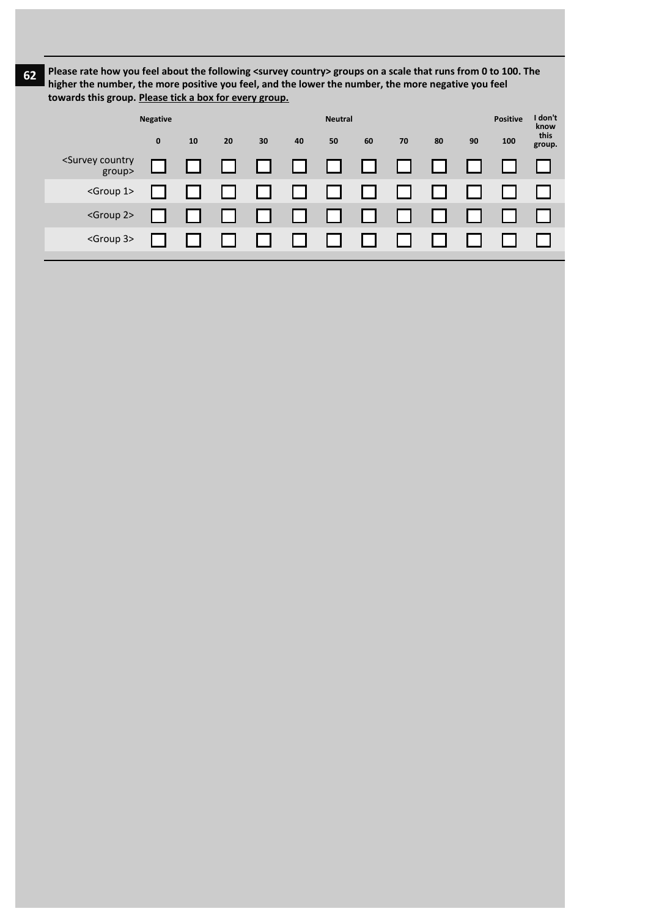**62** **Please rate how you feel about the following <survey country> groups on a scale that runs from 0 to 100. The higher the number, the more positive you feel, and the lower the number, the more negative you feel towards this group. <u>Please tick a box for every group.</u>**

| | Negative | | | | | Neutral | | | | | Positive | |
|---|---|---|---|---|---|---|---|---|---|---|---|---|
| | 0 | 10 | 20 | 30 | 40 | 50 | 60 | 70 | 80 | 90 | 100 | I don't know this group. |
| <Survey country group> | ☐ | ☐ | ☐ | ☐ | ☐ | ☐ | ☐ | ☐ | ☐ | ☐ | ☐ | ☐ |
| <Group 1> | ☐ | ☐ | ☐ | ☐ | ☐ | ☐ | ☐ | ☐ | ☐ | ☐ | ☐ | ☐ |
| <Group 2> | ☐ | ☐ | ☐ | ☐ | ☐ | ☐ | ☐ | ☐ | ☐ | ☐ | ☐ | ☐ |
| <Group 3> | ☐ | ☐ | ☐ | ☐ | ☐ | ☐ | ☐ | ☐ | ☐ | ☐ | ☐ | ☐ |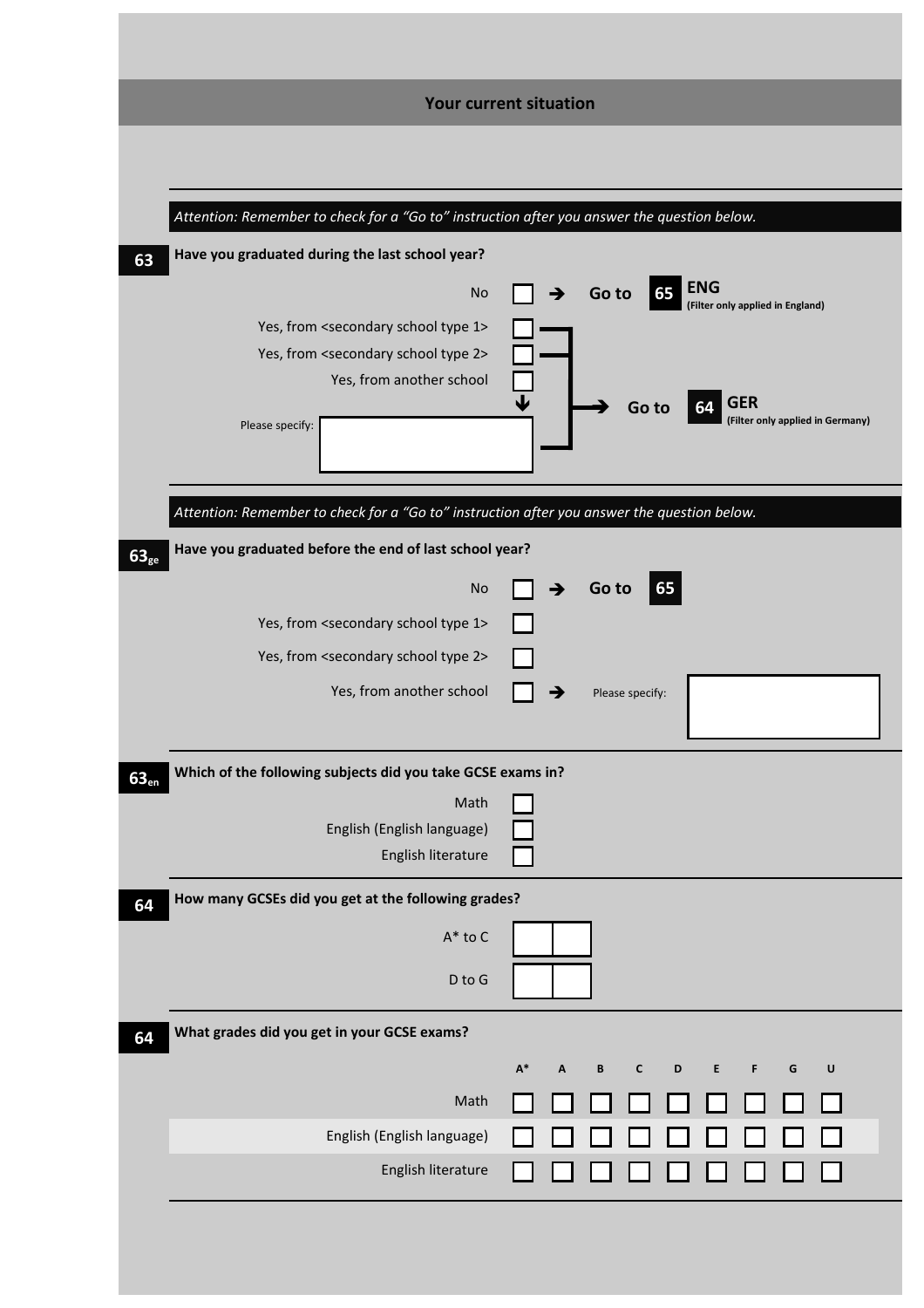## Your current situation

*Attention: Remember to check for a "Go to" instruction after you answer the question below.*

**63** **Have you graduated during the last school year?**

- No ☐ → Go to **65** **ENG** (Filter only applied in England)
- Yes, from <secondary school type 1> ☐
- Yes, from <secondary school type 2> ☐
- Yes, from another school ☐

Please specify: ____________

→ Go to **64** **GER** (Filter only applied in Germany)

*Attention: Remember to check for a "Go to" instruction after you answer the question below.*

**63ge** **Have you graduated before the end of last school year?**

- No ☐ → Go to **65**
- Yes, from <secondary school type 1> ☐
- Yes, from <secondary school type 2> ☐
- Yes, from another school ☐ → Please specify: ____________

**63en** **Which of the following subjects did you take GCSE exams in?**

- Math ☐
- English (English language) ☐
- English literature ☐

**64** **How many GCSEs did you get at the following grades?**

- A* to C ☐☐
- D to G ☐☐

**64** **What grades did you get in your GCSE exams?**

| | A* | A | B | C | D | E | F | G | U |
|---|---|---|---|---|---|---|---|---|---|
| Math | ☐ | ☐ | ☐ | ☐ | ☐ | ☐ | ☐ | ☐ | ☐ |
| English (English language) | ☐ | ☐ | ☐ | ☐ | ☐ | ☐ | ☐ | ☐ | ☐ |
| English literature | ☐ | ☐ | ☐ | ☐ | ☐ | ☐ | ☐ | ☐ | ☐ |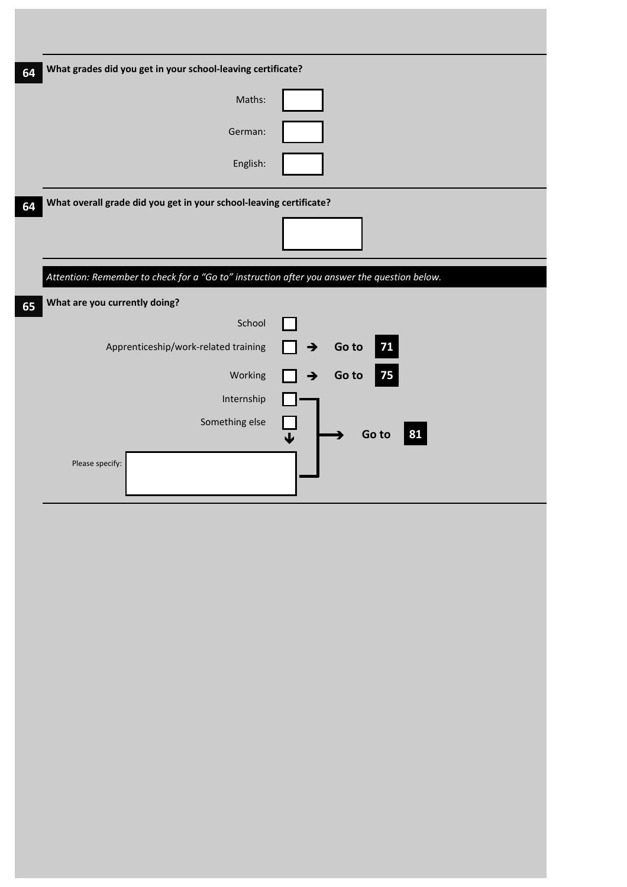**64** **What grades did you get in your school-leaving certificate?**

Maths: ☐

German: ☐

English: ☐

---

**64** **What overall grade did you get in your school-leaving certificate?**

☐

---

*Attention: Remember to check for a "Go to" instruction after you answer the question below.*

**65** **What are you currently doing?**

- School ☐
- Apprenticeship/work-related training ☐ → **Go to 71**
- Working ☐ → **Go to 75**
- Internship ☐ → **Go to 81**
- Something else ☐ → **Go to 81**

  Please specify: ☐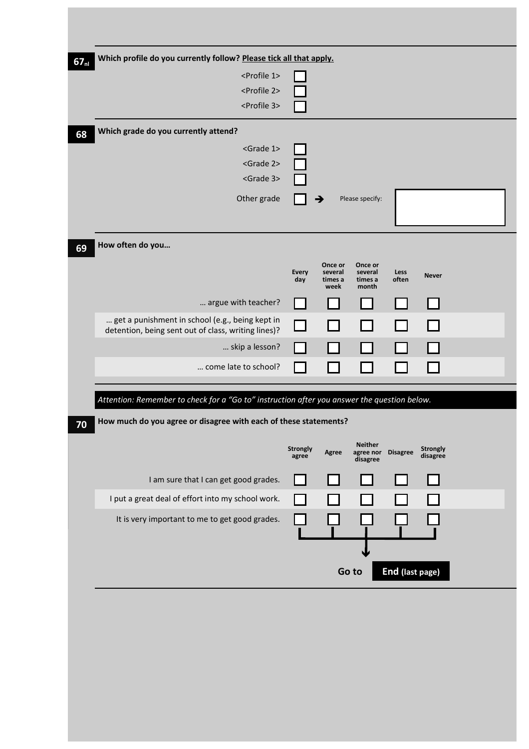**67**nl **Which profile do you currently follow? Please tick all that apply.**

- <Profile 1> ☐
- <Profile 2> ☐
- <Profile 3> ☐

**68** **Which grade do you currently attend?**

- <Grade 1> ☐
- <Grade 2> ☐
- <Grade 3> ☐
- Other grade ☐ ➔ Please specify: ________

**69** **How often do you…**

| | Every day | Once or several times a week | Once or several times a month | Less often | Never |
|---|---|---|---|---|---|
| … argue with teacher? | ☐ | ☐ | ☐ | ☐ | ☐ |
| … get a punishment in school (e.g., being kept in detention, being sent out of class, writing lines)? | ☐ | ☐ | ☐ | ☐ | ☐ |
| … skip a lesson? | ☐ | ☐ | ☐ | ☐ | ☐ |
| … come late to school? | ☐ | ☐ | ☐ | ☐ | ☐ |

*Attention: Remember to check for a "Go to" instruction after you answer the question below.*

**70** **How much do you agree or disagree with each of these statements?**

| | Strongly agree | Agree | Neither agree nor disagree | Disagree | Strongly disagree |
|---|---|---|---|---|---|
| I am sure that I can get good grades. | ☐ | ☐ | ☐ | ☐ | ☐ |
| I put a great deal of effort into my school work. | ☐ | ☐ | ☐ | ☐ | ☐ |
| It is very important to me to get good grades. | ☐ | ☐ | ☐ | ☐ | ☐ |

**Go to** **End (last page)**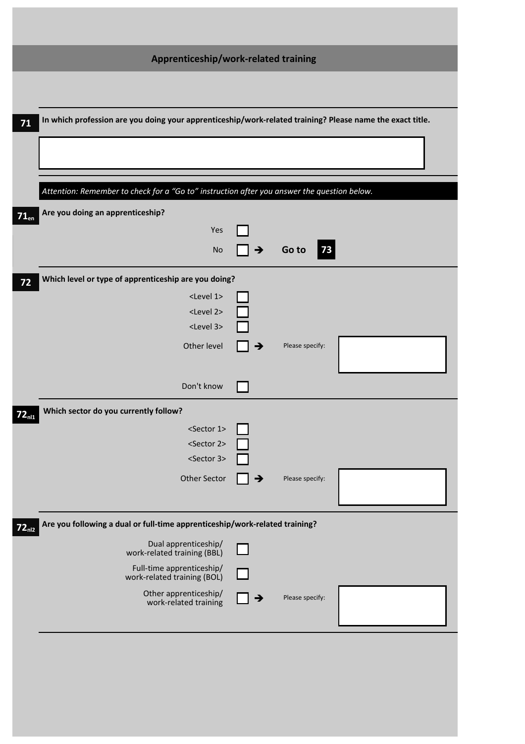## Apprenticeship/work-related training

**71** **In which profession are you doing your apprenticeship/work-related training? Please name the exact title.**

[ ]

*Attention: Remember to check for a "Go to" instruction after you answer the question below.*

**$71_{en}$** **Are you doing an apprenticeship?**

- Yes ☐
- No ☐ → Go to **73**

**72** **Which level or type of apprenticeship are you doing?**

- <Level 1> ☐
- <Level 2> ☐
- <Level 3> ☐
- Other level ☐ → Please specify: [ ]
- Don't know ☐

**$72_{nl1}$** **Which sector do you currently follow?**

- <Sector 1> ☐
- <Sector 2> ☐
- <Sector 3> ☐
- Other Sector ☐ → Please specify: [ ]

**$72_{nl2}$** **Are you following a dual or full-time apprenticeship/work-related training?**

- Dual apprenticeship/ work-related training (BBL) ☐
- Full-time apprenticeship/ work-related training (BOL) ☐
- Other apprenticeship/ work-related training ☐ → Please specify: [ ]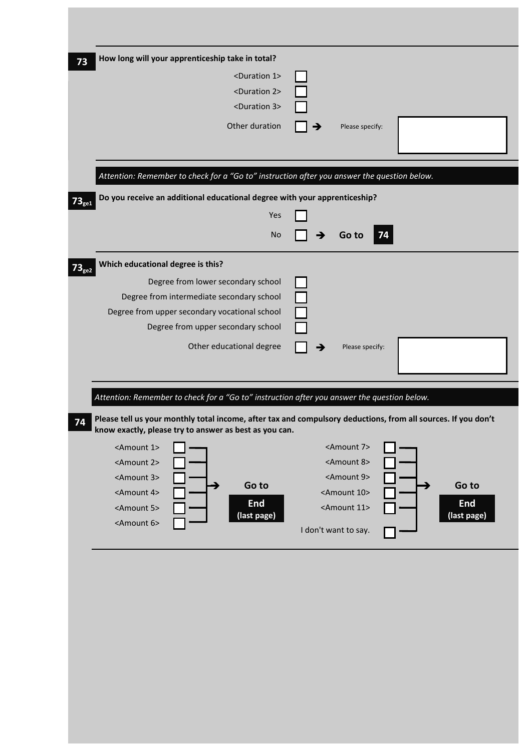**73** **How long will your apprenticeship take in total?**

- <Duration 1> ☐
- <Duration 2> ☐
- <Duration 3> ☐
- Other duration ☐ → Please specify: ________

*Attention: Remember to check for a "Go to" instruction after you answer the question below.*

$73_{ge1}$ **Do you receive an additional educational degree with your apprenticeship?**

- Yes ☐
- No ☐ → **Go to 74**

$73_{ge2}$ **Which educational degree is this?**

- Degree from lower secondary school ☐
- Degree from intermediate secondary school ☐
- Degree from upper secondary vocational school ☐
- Degree from upper secondary school ☐
- Other educational degree ☐ → Please specify: ________

*Attention: Remember to check for a "Go to" instruction after you answer the question below.*

**74** **Please tell us your monthly total income, after tax and compulsory deductions, from all sources. If you don't know exactly, please try to answer as best as you can.**

- <Amount 1> ☐
- <Amount 2> ☐
- <Amount 3> ☐
- <Amount 4> ☐
- <Amount 5> ☐
- <Amount 6> ☐

→ **Go to End (last page)**

- <Amount 7> ☐
- <Amount 8> ☐
- <Amount 9> ☐
- <Amount 10> ☐
- <Amount 11> ☐
- I don't want to say. ☐

→ **Go to End (last page)**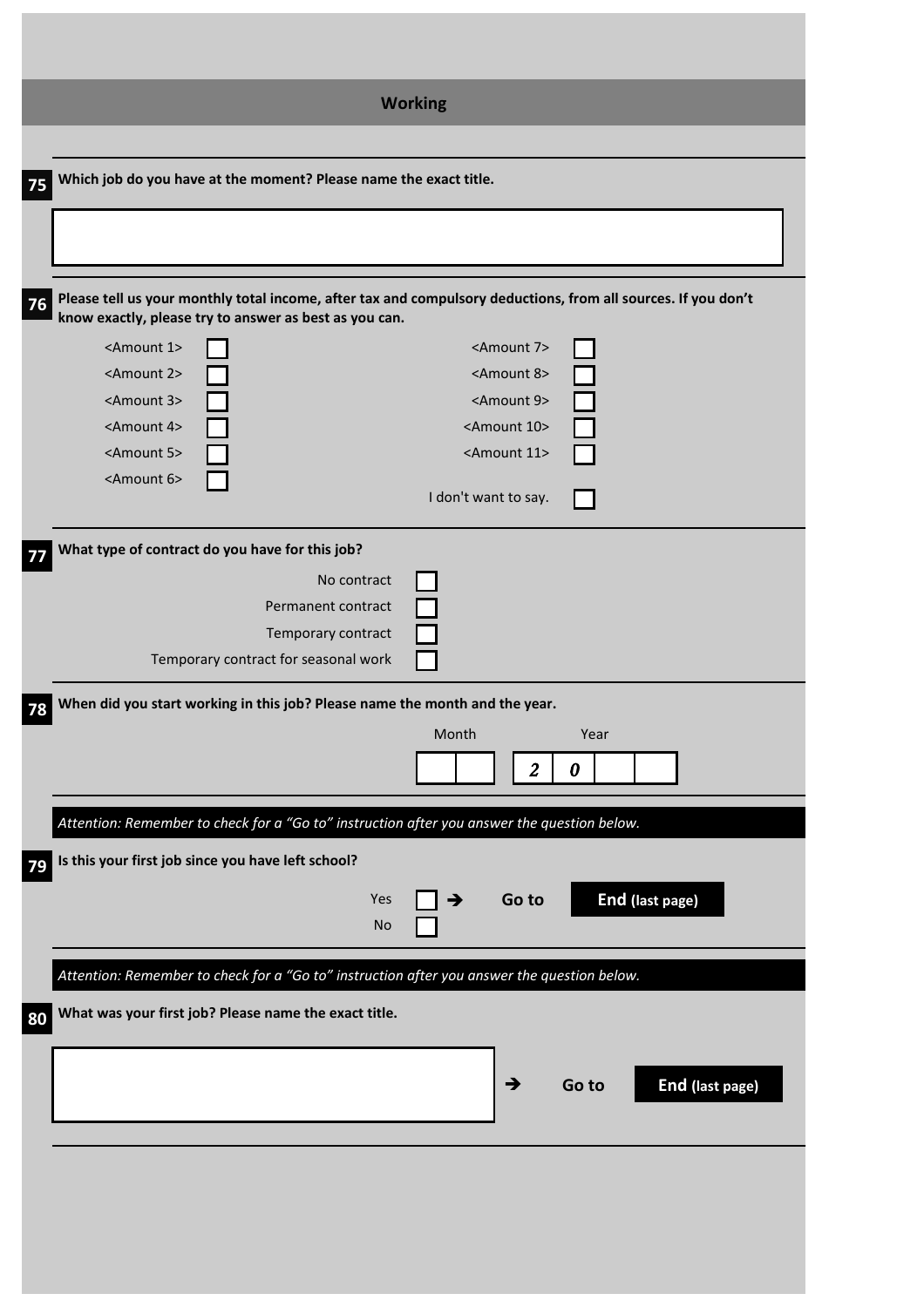## Working

**75** **Which job do you have at the moment? Please name the exact title.**

[ ]

**76** **Please tell us your monthly total income, after tax and compulsory deductions, from all sources. If you don't know exactly, please try to answer as best as you can.**

- <Amount 1> ☐
- <Amount 2> ☐
- <Amount 3> ☐
- <Amount 4> ☐
- <Amount 5> ☐
- <Amount 6> ☐
- <Amount 7> ☐
- <Amount 8> ☐
- <Amount 9> ☐
- <Amount 10> ☐
- <Amount 11> ☐
- I don't want to say. ☐

**77** **What type of contract do you have for this job?**

- No contract ☐
- Permanent contract ☐
- Temporary contract ☐
- Temporary contract for seasonal work ☐

**78** **When did you start working in this job? Please name the month and the year.**

| Month | | Year | | | |
|---|---|---|---|---|---|
| | | *2* | *0* | | |

*Attention: Remember to check for a "Go to" instruction after you answer the question below.*

**79** **Is this your first job since you have left school?**

- Yes ☐ → **Go to** **End (last page)**
- No ☐

*Attention: Remember to check for a "Go to" instruction after you answer the question below.*

**80** **What was your first job? Please name the exact title.**

[ ] → **Go to** **End (last page)**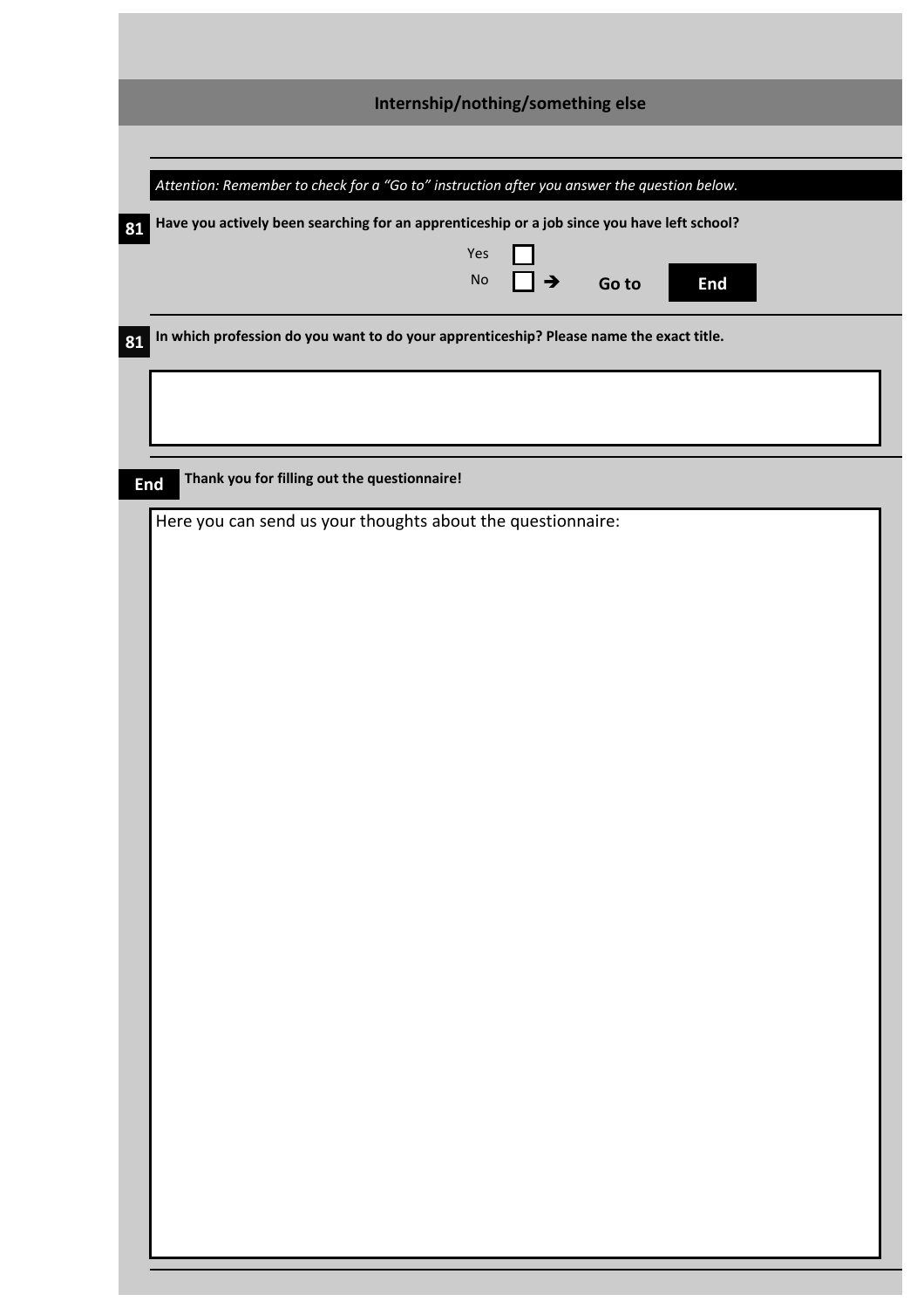## Internship/nothing/something else

*Attention: Remember to check for a "Go to" instruction after you answer the question below.*

**81** **Have you actively been searching for an apprenticeship or a job since you have left school?**

- Yes ☐
- No ☐ ➔ **Go to End**

**81** **In which profession do you want to do your apprenticeship? Please name the exact title.**

**End** **Thank you for filling out the questionnaire!**

Here you can send us your thoughts about the questionnaire: